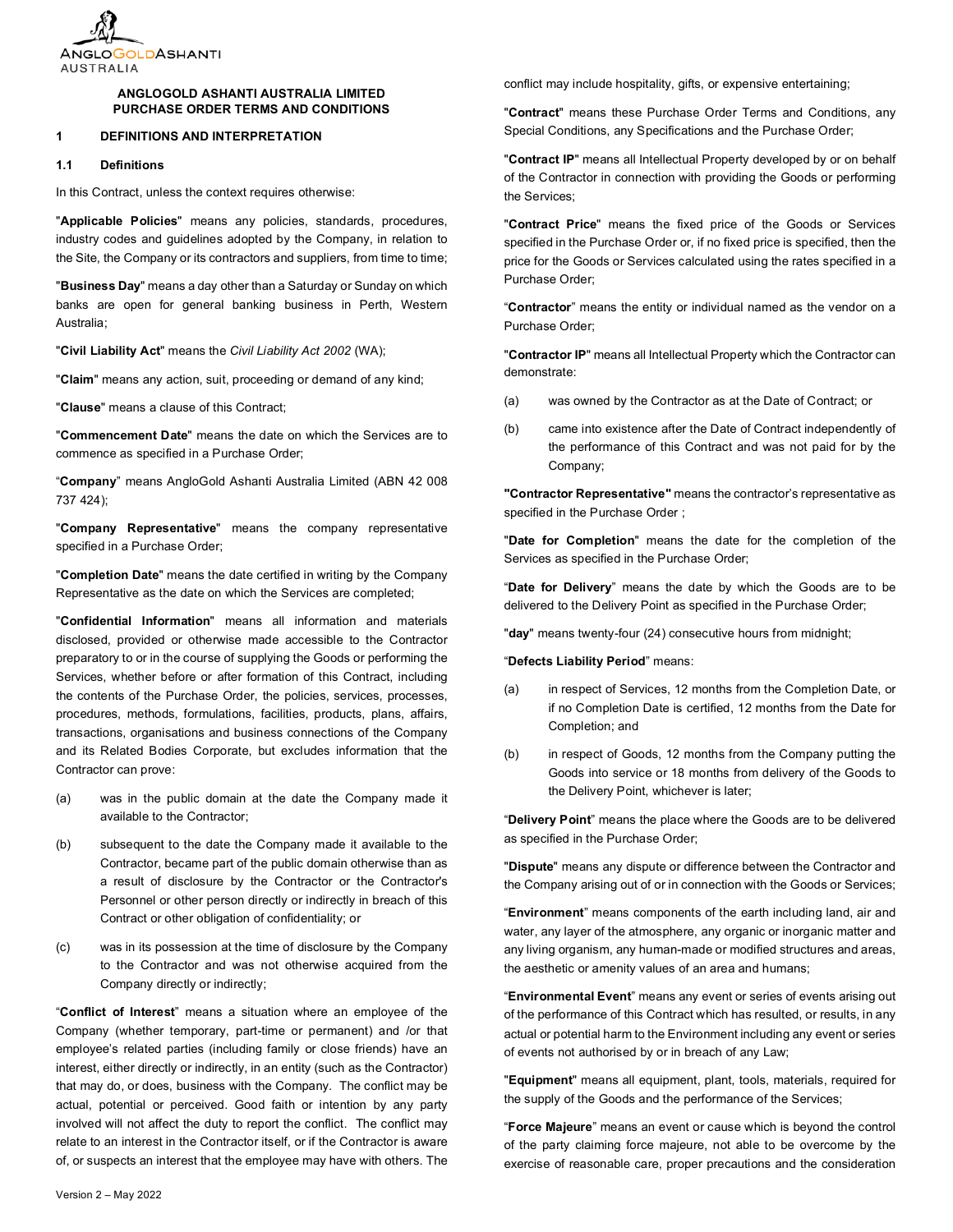# ANGLOGOLD ASHANTI AUSTRALIA LIMITED
# PURCHASE ORDER TERMS AND CONDITIONS

## 1 DEFINITIONS AND INTERPRETATION

### 1.1 Definitions

In this Contract, unless the context requires otherwise:

"**Applicable Policies**" means any policies, standards, procedures, industry codes and guidelines adopted by the Company, in relation to the Site, the Company or its contractors and suppliers, from time to time;

"**Business Day**" means a day other than a Saturday or Sunday on which banks are open for general banking business in Perth, Western Australia;

"**Civil Liability Act**" means the *Civil Liability Act 2002* (WA);

"**Claim**" means any action, suit, proceeding or demand of any kind;

"**Clause**" means a clause of this Contract;

"**Commencement Date**" means the date on which the Services are to commence as specified in a Purchase Order;

"**Company**" means AngloGold Ashanti Australia Limited (ABN 42 008 737 424);

"**Company Representative**" means the company representative specified in a Purchase Order;

"**Completion Date**" means the date certified in writing by the Company Representative as the date on which the Services are completed;

"**Confidential Information**" means all information and materials disclosed, provided or otherwise made accessible to the Contractor preparatory to or in the course of supplying the Goods or performing the Services, whether before or after formation of this Contract, including the contents of the Purchase Order, the policies, services, processes, procedures, methods, formulations, facilities, products, plans, affairs, transactions, organisations and business connections of the Company and its Related Bodies Corporate, but excludes information that the Contractor can prove:

(a) was in the public domain at the date the Company made it available to the Contractor;

(b) subsequent to the date the Company made it available to the Contractor, became part of the public domain otherwise than as a result of disclosure by the Contractor or the Contractor's Personnel or other person directly or indirectly in breach of this Contract or other obligation of confidentiality; or

(c) was in its possession at the time of disclosure by the Company to the Contractor and was not otherwise acquired from the Company directly or indirectly;

"**Conflict of Interest**" means a situation where an employee of the Company (whether temporary, part-time or permanent) and /or that employee's related parties (including family or close friends) have an interest, either directly or indirectly, in an entity (such as the Contractor) that may do, or does, business with the Company. The conflict may be actual, potential or perceived. Good faith or intention by any party involved will not affect the duty to report the conflict. The conflict may relate to an interest in the Contractor itself, or if the Contractor is aware of, or suspects an interest that the employee may have with others. The conflict may include hospitality, gifts, or expensive entertaining;

"**Contract**" means these Purchase Order Terms and Conditions, any Special Conditions, any Specifications and the Purchase Order;

"**Contract IP**" means all Intellectual Property developed by or on behalf of the Contractor in connection with providing the Goods or performing the Services;

"**Contract Price**" means the fixed price of the Goods or Services specified in the Purchase Order or, if no fixed price is specified, then the price for the Goods or Services calculated using the rates specified in a Purchase Order;

"**Contractor**" means the entity or individual named as the vendor on a Purchase Order;

"**Contractor IP**" means all Intellectual Property which the Contractor can demonstrate:

(a) was owned by the Contractor as at the Date of Contract; or

(b) came into existence after the Date of Contract independently of the performance of this Contract and was not paid for by the Company;

"**Contractor Representative**" means the contractor's representative as specified in the Purchase Order ;

"**Date for Completion**" means the date for the completion of the Services as specified in the Purchase Order;

"**Date for Delivery**" means the date by which the Goods are to be delivered to the Delivery Point as specified in the Purchase Order;

"**day**" means twenty-four (24) consecutive hours from midnight;

"**Defects Liability Period**" means:

(a) in respect of Services, 12 months from the Completion Date, or if no Completion Date is certified, 12 months from the Date for Completion; and

(b) in respect of Goods, 12 months from the Company putting the Goods into service or 18 months from delivery of the Goods to the Delivery Point, whichever is later;

"**Delivery Point**" means the place where the Goods are to be delivered as specified in the Purchase Order;

"**Dispute**" means any dispute or difference between the Contractor and the Company arising out of or in connection with the Goods or Services;

"**Environment**" means components of the earth including land, air and water, any layer of the atmosphere, any organic or inorganic matter and any living organism, any human-made or modified structures and areas, the aesthetic or amenity values of an area and humans;

"**Environmental Event**" means any event or series of events arising out of the performance of this Contract which has resulted, or results, in any actual or potential harm to the Environment including any event or series of events not authorised by or in breach of any Law;

"**Equipment**" means all equipment, plant, tools, materials, required for the supply of the Goods and the performance of the Services;

"**Force Majeure**" means an event or cause which is beyond the control of the party claiming force majeure, not able to be overcome by the exercise of reasonable care, proper precautions and the consideration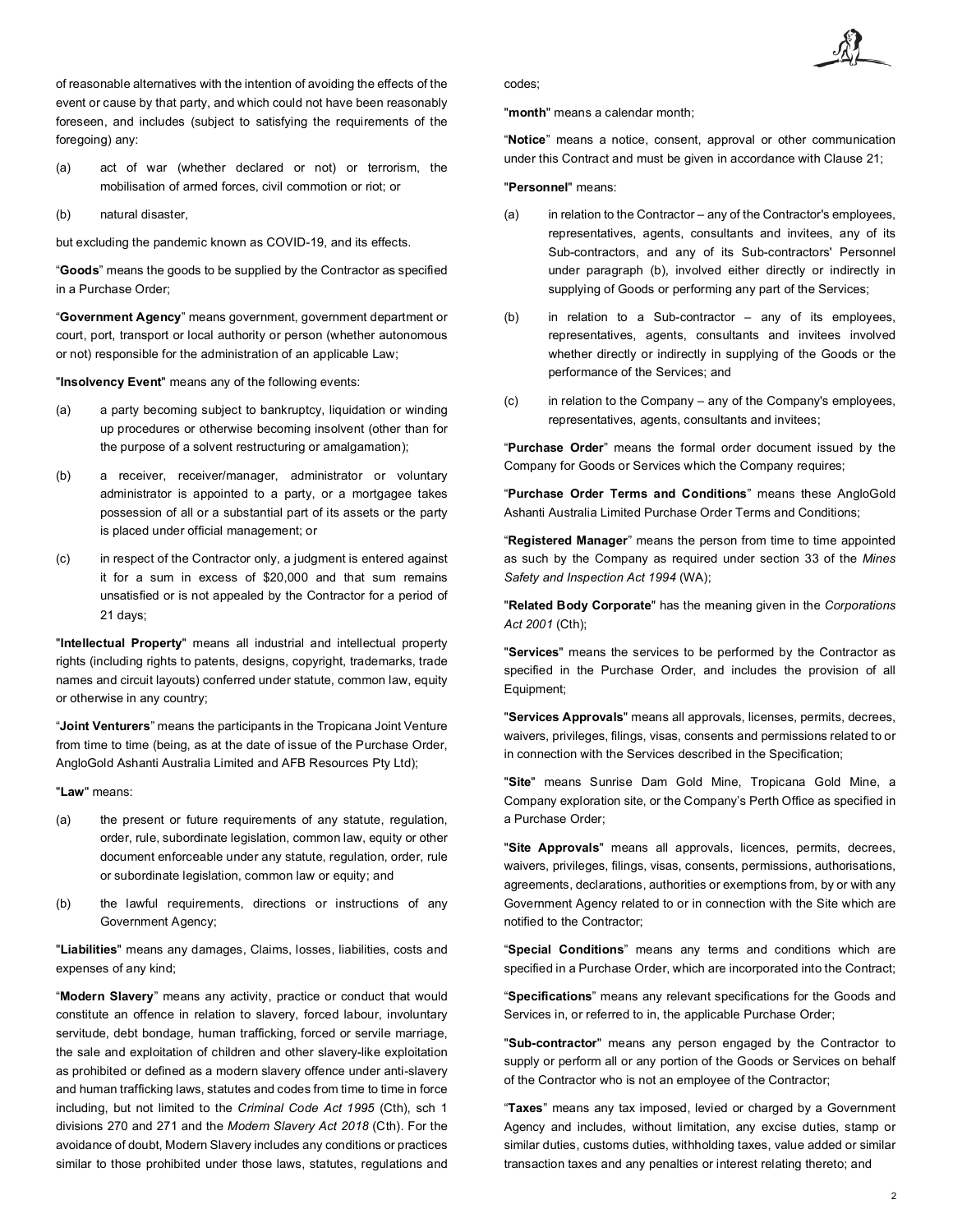of reasonable alternatives with the intention of avoiding the effects of the event or cause by that party, and which could not have been reasonably foreseen, and includes (subject to satisfying the requirements of the foregoing) any:

(a) act of war (whether declared or not) or terrorism, the mobilisation of armed forces, civil commotion or riot; or

(b) natural disaster,

but excluding the pandemic known as COVID-19, and its effects.

"**Goods**" means the goods to be supplied by the Contractor as specified in a Purchase Order;

"**Government Agency**" means government, government department or court, port, transport or local authority or person (whether autonomous or not) responsible for the administration of an applicable Law;

"**Insolvency Event**" means any of the following events:

(a) a party becoming subject to bankruptcy, liquidation or winding up procedures or otherwise becoming insolvent (other than for the purpose of a solvent restructuring or amalgamation);

(b) a receiver, receiver/manager, administrator or voluntary administrator is appointed to a party, or a mortgagee takes possession of all or a substantial part of its assets or the party is placed under official management; or

(c) in respect of the Contractor only, a judgment is entered against it for a sum in excess of $20,000 and that sum remains unsatisfied or is not appealed by the Contractor for a period of 21 days;

"**Intellectual Property**" means all industrial and intellectual property rights (including rights to patents, designs, copyright, trademarks, trade names and circuit layouts) conferred under statute, common law, equity or otherwise in any country;

"**Joint Venturers**" means the participants in the Tropicana Joint Venture from time to time (being, as at the date of issue of the Purchase Order, AngloGold Ashanti Australia Limited and AFB Resources Pty Ltd);

"**Law**" means:

(a) the present or future requirements of any statute, regulation, order, rule, subordinate legislation, common law, equity or other document enforceable under any statute, regulation, order, rule or subordinate legislation, common law or equity; and

(b) the lawful requirements, directions or instructions of any Government Agency;

"**Liabilities**" means any damages, Claims, losses, liabilities, costs and expenses of any kind;

"**Modern Slavery**" means any activity, practice or conduct that would constitute an offence in relation to slavery, forced labour, involuntary servitude, debt bondage, human trafficking, forced or servile marriage, the sale and exploitation of children and other slavery-like exploitation as prohibited or defined as a modern slavery offence under anti-slavery and human trafficking laws, statutes and codes from time to time in force including, but not limited to the *Criminal Code Act 1995* (Cth), sch 1 divisions 270 and 271 and the *Modern Slavery Act 2018* (Cth). For the avoidance of doubt, Modern Slavery includes any conditions or practices similar to those prohibited under those laws, statutes, regulations and codes;

"**month**" means a calendar month;

"**Notice**" means a notice, consent, approval or other communication under this Contract and must be given in accordance with Clause 21;

"**Personnel**" means:

(a) in relation to the Contractor – any of the Contractor's employees, representatives, agents, consultants and invitees, any of its Sub-contractors, and any of its Sub-contractors' Personnel under paragraph (b), involved either directly or indirectly in supplying of Goods or performing any part of the Services;

(b) in relation to a Sub-contractor – any of its employees, representatives, agents, consultants and invitees involved whether directly or indirectly in supplying of the Goods or the performance of the Services; and

(c) in relation to the Company – any of the Company's employees, representatives, agents, consultants and invitees;

"**Purchase Order**" means the formal order document issued by the Company for Goods or Services which the Company requires;

"**Purchase Order Terms and Conditions**" means these AngloGold Ashanti Australia Limited Purchase Order Terms and Conditions;

"**Registered Manager**" means the person from time to time appointed as such by the Company as required under section 33 of the *Mines Safety and Inspection Act 1994* (WA);

"**Related Body Corporate**" has the meaning given in the *Corporations Act 2001* (Cth);

"**Services**" means the services to be performed by the Contractor as specified in the Purchase Order, and includes the provision of all Equipment;

"**Services Approvals**" means all approvals, licenses, permits, decrees, waivers, privileges, filings, visas, consents and permissions related to or in connection with the Services described in the Specification;

"**Site**" means Sunrise Dam Gold Mine, Tropicana Gold Mine, a Company exploration site, or the Company's Perth Office as specified in a Purchase Order;

"**Site Approvals**" means all approvals, licences, permits, decrees, waivers, privileges, filings, visas, consents, permissions, authorisations, agreements, declarations, authorities or exemptions from, by or with any Government Agency related to or in connection with the Site which are notified to the Contractor;

"**Special Conditions**" means any terms and conditions which are specified in a Purchase Order, which are incorporated into the Contract;

"**Specifications**" means any relevant specifications for the Goods and Services in, or referred to in, the applicable Purchase Order;

"**Sub-contractor**" means any person engaged by the Contractor to supply or perform all or any portion of the Goods or Services on behalf of the Contractor who is not an employee of the Contractor;

"**Taxes**" means any tax imposed, levied or charged by a Government Agency and includes, without limitation, any excise duties, stamp or similar duties, customs duties, withholding taxes, value added or similar transaction taxes and any penalties or interest relating thereto; and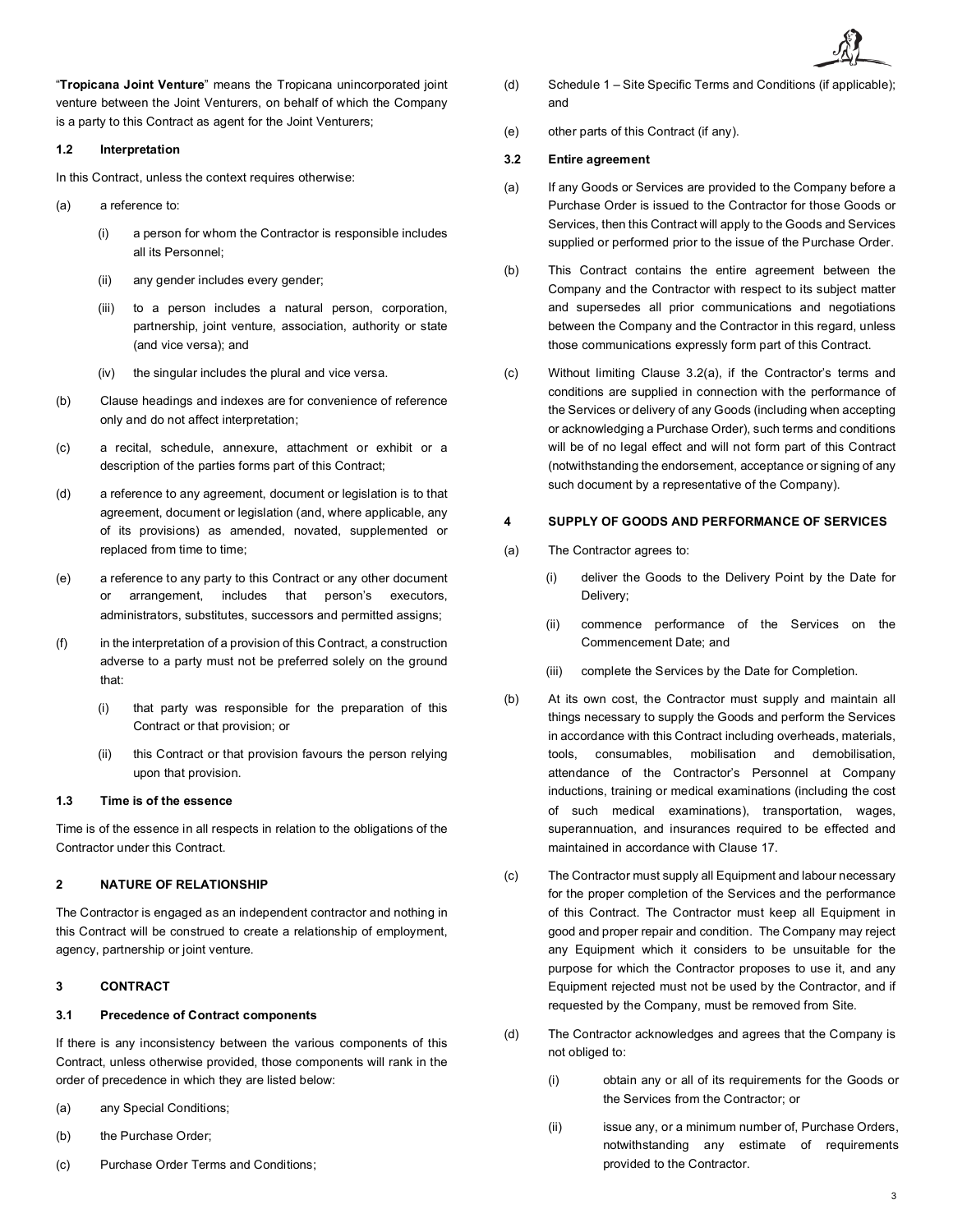"**Tropicana Joint Venture**" means the Tropicana unincorporated joint venture between the Joint Venturers, on behalf of which the Company is a party to this Contract as agent for the Joint Venturers;

### 1.2 Interpretation

In this Contract, unless the context requires otherwise:

(a) a reference to:

   (i) a person for whom the Contractor is responsible includes all its Personnel;

   (ii) any gender includes every gender;

   (iii) to a person includes a natural person, corporation, partnership, joint venture, association, authority or state (and vice versa); and

   (iv) the singular includes the plural and vice versa.

(b) Clause headings and indexes are for convenience of reference only and do not affect interpretation;

(c) a recital, schedule, annexure, attachment or exhibit or a description of the parties forms part of this Contract;

(d) a reference to any agreement, document or legislation is to that agreement, document or legislation (and, where applicable, any of its provisions) as amended, novated, supplemented or replaced from time to time;

(e) a reference to any party to this Contract or any other document or arrangement, includes that person's executors, administrators, substitutes, successors and permitted assigns;

(f) in the interpretation of a provision of this Contract, a construction adverse to a party must not be preferred solely on the ground that:

   (i) that party was responsible for the preparation of this Contract or that provision; or

   (ii) this Contract or that provision favours the person relying upon that provision.

### 1.3 Time is of the essence

Time is of the essence in all respects in relation to the obligations of the Contractor under this Contract.

## 2 NATURE OF RELATIONSHIP

The Contractor is engaged as an independent contractor and nothing in this Contract will be construed to create a relationship of employment, agency, partnership or joint venture.

## 3 CONTRACT

### 3.1 Precedence of Contract components

If there is any inconsistency between the various components of this Contract, unless otherwise provided, those components will rank in the order of precedence in which they are listed below:

(a) any Special Conditions;

(b) the Purchase Order;

(c) Purchase Order Terms and Conditions;

(d) Schedule 1 – Site Specific Terms and Conditions (if applicable); and

(e) other parts of this Contract (if any).

### 3.2 Entire agreement

(a) If any Goods or Services are provided to the Company before a Purchase Order is issued to the Contractor for those Goods or Services, then this Contract will apply to the Goods and Services supplied or performed prior to the issue of the Purchase Order.

(b) This Contract contains the entire agreement between the Company and the Contractor with respect to its subject matter and supersedes all prior communications and negotiations between the Company and the Contractor in this regard, unless those communications expressly form part of this Contract.

(c) Without limiting Clause 3.2(a), if the Contractor's terms and conditions are supplied in connection with the performance of the Services or delivery of any Goods (including when accepting or acknowledging a Purchase Order), such terms and conditions will be of no legal effect and will not form part of this Contract (notwithstanding the endorsement, acceptance or signing of any such document by a representative of the Company).

## 4 SUPPLY OF GOODS AND PERFORMANCE OF SERVICES

(a) The Contractor agrees to:

   (i) deliver the Goods to the Delivery Point by the Date for Delivery;

   (ii) commence performance of the Services on the Commencement Date; and

   (iii) complete the Services by the Date for Completion.

(b) At its own cost, the Contractor must supply and maintain all things necessary to supply the Goods and perform the Services in accordance with this Contract including overheads, materials, tools, consumables, mobilisation and demobilisation, attendance of the Contractor's Personnel at Company inductions, training or medical examinations (including the cost of such medical examinations), transportation, wages, superannuation, and insurances required to be effected and maintained in accordance with Clause 17.

(c) The Contractor must supply all Equipment and labour necessary for the proper completion of the Services and the performance of this Contract. The Contractor must keep all Equipment in good and proper repair and condition. The Company may reject any Equipment which it considers to be unsuitable for the purpose for which the Contractor proposes to use it, and any Equipment rejected must not be used by the Contractor, and if requested by the Company, must be removed from Site.

(d) The Contractor acknowledges and agrees that the Company is not obliged to:

   (i) obtain any or all of its requirements for the Goods or the Services from the Contractor; or

   (ii) issue any, or a minimum number of, Purchase Orders, notwithstanding any estimate of requirements provided to the Contractor.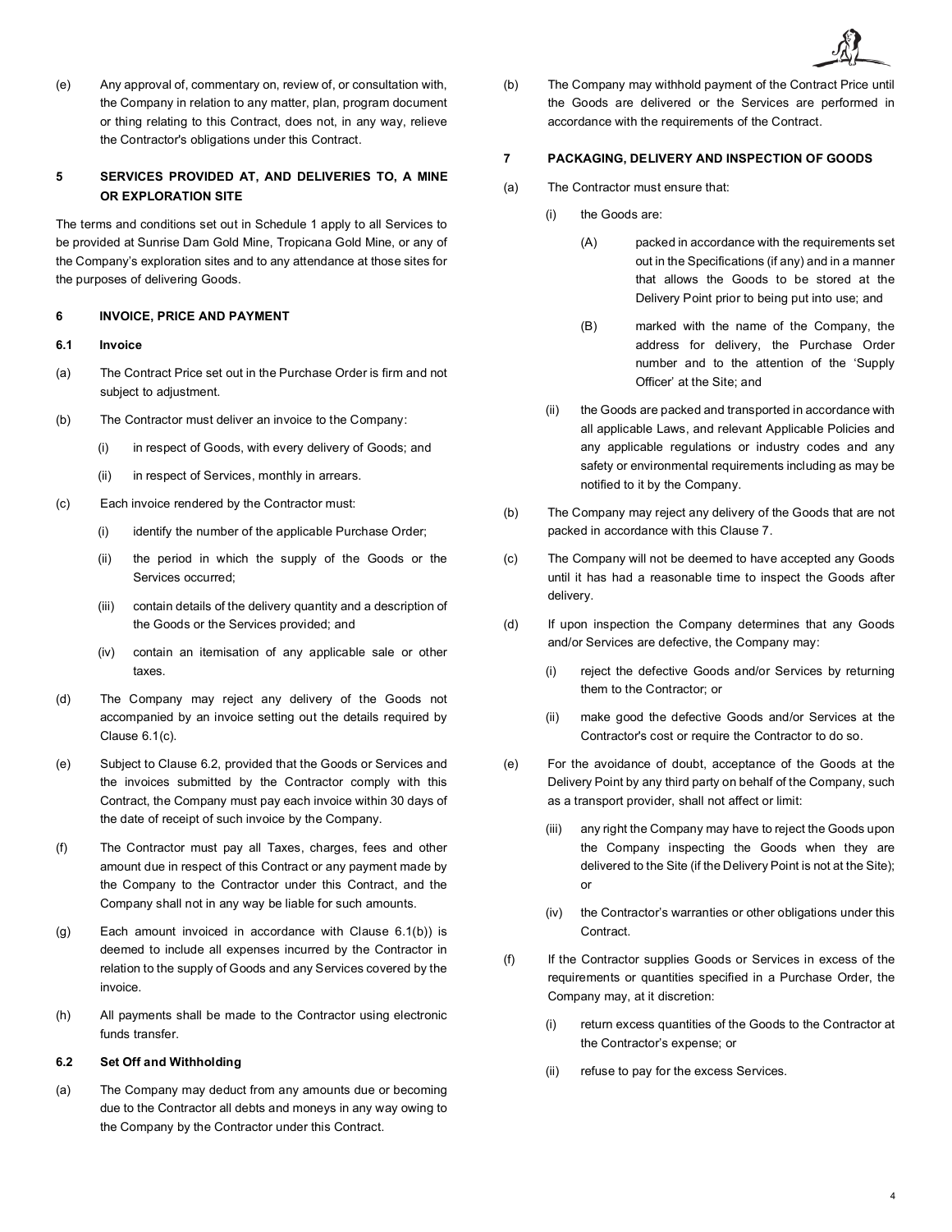(e) Any approval of, commentary on, review of, or consultation with, the Company in relation to any matter, plan, program document or thing relating to this Contract, does not, in any way, relieve the Contractor's obligations under this Contract.

## 5 SERVICES PROVIDED AT, AND DELIVERIES TO, A MINE OR EXPLORATION SITE

The terms and conditions set out in Schedule 1 apply to all Services to be provided at Sunrise Dam Gold Mine, Tropicana Gold Mine, or any of the Company's exploration sites and to any attendance at those sites for the purposes of delivering Goods.

## 6 INVOICE, PRICE AND PAYMENT

### 6.1 Invoice

(a) The Contract Price set out in the Purchase Order is firm and not subject to adjustment.

(b) The Contractor must deliver an invoice to the Company:

- (i) in respect of Goods, with every delivery of Goods; and
- (ii) in respect of Services, monthly in arrears.

(c) Each invoice rendered by the Contractor must:

- (i) identify the number of the applicable Purchase Order;
- (ii) the period in which the supply of the Goods or the Services occurred;
- (iii) contain details of the delivery quantity and a description of the Goods or the Services provided; and
- (iv) contain an itemisation of any applicable sale or other taxes.

(d) The Company may reject any delivery of the Goods not accompanied by an invoice setting out the details required by Clause 6.1(c).

(e) Subject to Clause 6.2, provided that the Goods or Services and the invoices submitted by the Contractor comply with this Contract, the Company must pay each invoice within 30 days of the date of receipt of such invoice by the Company.

(f) The Contractor must pay all Taxes, charges, fees and other amount due in respect of this Contract or any payment made by the Company to the Contractor under this Contract, and the Company shall not in any way be liable for such amounts.

(g) Each amount invoiced in accordance with Clause 6.1(b)) is deemed to include all expenses incurred by the Contractor in relation to the supply of Goods and any Services covered by the invoice.

(h) All payments shall be made to the Contractor using electronic funds transfer.

### 6.2 Set Off and Withholding

(a) The Company may deduct from any amounts due or becoming due to the Contractor all debts and moneys in any way owing to the Company by the Contractor under this Contract.

(b) The Company may withhold payment of the Contract Price until the Goods are delivered or the Services are performed in accordance with the requirements of the Contract.

## 7 PACKAGING, DELIVERY AND INSPECTION OF GOODS

(a) The Contractor must ensure that:

- (i) the Goods are:
  - (A) packed in accordance with the requirements set out in the Specifications (if any) and in a manner that allows the Goods to be stored at the Delivery Point prior to being put into use; and
  - (B) marked with the name of the Company, the address for delivery, the Purchase Order number and to the attention of the 'Supply Officer' at the Site; and
- (ii) the Goods are packed and transported in accordance with all applicable Laws, and relevant Applicable Policies and any applicable regulations or industry codes and any safety or environmental requirements including as may be notified to it by the Company.

(b) The Company may reject any delivery of the Goods that are not packed in accordance with this Clause 7.

(c) The Company will not be deemed to have accepted any Goods until it has had a reasonable time to inspect the Goods after delivery.

(d) If upon inspection the Company determines that any Goods and/or Services are defective, the Company may:

- (i) reject the defective Goods and/or Services by returning them to the Contractor; or
- (ii) make good the defective Goods and/or Services at the Contractor's cost or require the Contractor to do so.

(e) For the avoidance of doubt, acceptance of the Goods at the Delivery Point by any third party on behalf of the Company, such as a transport provider, shall not affect or limit:

- (iii) any right the Company may have to reject the Goods upon the Company inspecting the Goods when they are delivered to the Site (if the Delivery Point is not at the Site); or
- (iv) the Contractor's warranties or other obligations under this Contract.

(f) If the Contractor supplies Goods or Services in excess of the requirements or quantities specified in a Purchase Order, the Company may, at it discretion:

- (i) return excess quantities of the Goods to the Contractor at the Contractor's expense; or
- (ii) refuse to pay for the excess Services.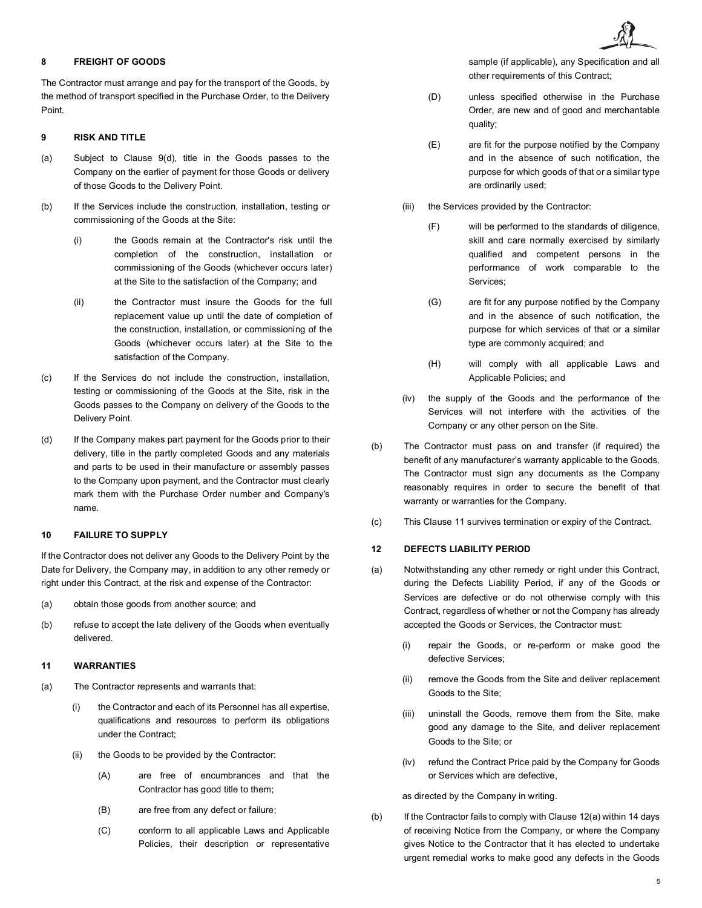## 8 FREIGHT OF GOODS

The Contractor must arrange and pay for the transport of the Goods, by the method of transport specified in the Purchase Order, to the Delivery Point.

## 9 RISK AND TITLE

(a) Subject to Clause 9(d), title in the Goods passes to the Company on the earlier of payment for those Goods or delivery of those Goods to the Delivery Point.

(b) If the Services include the construction, installation, testing or commissioning of the Goods at the Site:

   (i) the Goods remain at the Contractor's risk until the completion of the construction, installation or commissioning of the Goods (whichever occurs later) at the Site to the satisfaction of the Company; and

   (ii) the Contractor must insure the Goods for the full replacement value up until the date of completion of the construction, installation, or commissioning of the Goods (whichever occurs later) at the Site to the satisfaction of the Company.

(c) If the Services do not include the construction, installation, testing or commissioning of the Goods at the Site, risk in the Goods passes to the Company on delivery of the Goods to the Delivery Point.

(d) If the Company makes part payment for the Goods prior to their delivery, title in the partly completed Goods and any materials and parts to be used in their manufacture or assembly passes to the Company upon payment, and the Contractor must clearly mark them with the Purchase Order number and Company's name.

## 10 FAILURE TO SUPPLY

If the Contractor does not deliver any Goods to the Delivery Point by the Date for Delivery, the Company may, in addition to any other remedy or right under this Contract, at the risk and expense of the Contractor:

(a) obtain those goods from another source; and

(b) refuse to accept the late delivery of the Goods when eventually delivered.

## 11 WARRANTIES

(a) The Contractor represents and warrants that:

   (i) the Contractor and each of its Personnel has all expertise, qualifications and resources to perform its obligations under the Contract;

   (ii) the Goods to be provided by the Contractor:

      (A) are free of encumbrances and that the Contractor has good title to them;

      (B) are free from any defect or failure;

      (C) conform to all applicable Laws and Applicable Policies, their description or representative sample (if applicable), any Specification and all other requirements of this Contract;

      (D) unless specified otherwise in the Purchase Order, are new and of good and merchantable quality;

      (E) are fit for the purpose notified by the Company and in the absence of such notification, the purpose for which goods of that or a similar type are ordinarily used;

   (iii) the Services provided by the Contractor:

      (F) will be performed to the standards of diligence, skill and care normally exercised by similarly qualified and competent persons in the performance of work comparable to the Services;

      (G) are fit for any purpose notified by the Company and in the absence of such notification, the purpose for which services of that or a similar type are commonly acquired; and

      (H) will comply with all applicable Laws and Applicable Policies; and

   (iv) the supply of the Goods and the performance of the Services will not interfere with the activities of the Company or any other person on the Site.

(b) The Contractor must pass on and transfer (if required) the benefit of any manufacturer's warranty applicable to the Goods. The Contractor must sign any documents as the Company reasonably requires in order to secure the benefit of that warranty or warranties for the Company.

(c) This Clause 11 survives termination or expiry of the Contract.

## 12 DEFECTS LIABILITY PERIOD

(a) Notwithstanding any other remedy or right under this Contract, during the Defects Liability Period, if any of the Goods or Services are defective or do not otherwise comply with this Contract, regardless of whether or not the Company has already accepted the Goods or Services, the Contractor must:

   (i) repair the Goods, or re-perform or make good the defective Services;

   (ii) remove the Goods from the Site and deliver replacement Goods to the Site;

   (iii) uninstall the Goods, remove them from the Site, make good any damage to the Site, and deliver replacement Goods to the Site; or

   (iv) refund the Contract Price paid by the Company for Goods or Services which are defective,

   as directed by the Company in writing.

(b) If the Contractor fails to comply with Clause 12(a) within 14 days of receiving Notice from the Company, or where the Company gives Notice to the Contractor that it has elected to undertake urgent remedial works to make good any defects in the Goods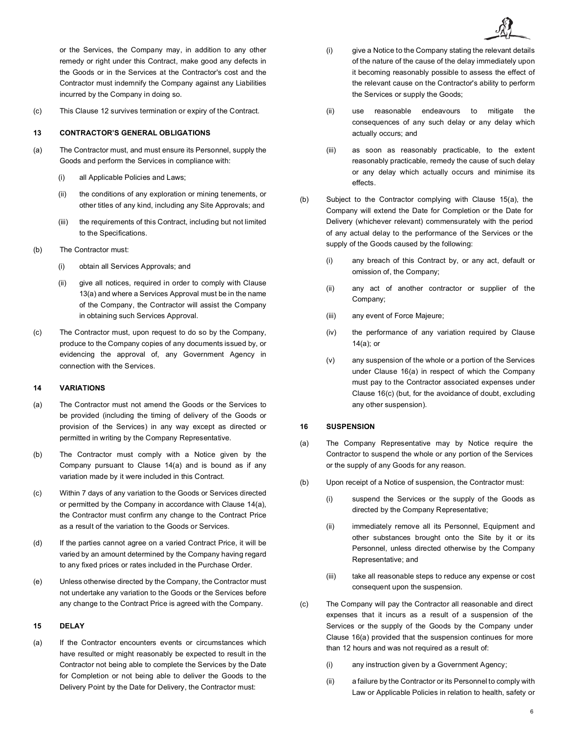or the Services, the Company may, in addition to any other remedy or right under this Contract, make good any defects in the Goods or in the Services at the Contractor's cost and the Contractor must indemnify the Company against any Liabilities incurred by the Company in doing so.

(c) This Clause 12 survives termination or expiry of the Contract.

## 13 CONTRACTOR'S GENERAL OBLIGATIONS

(a) The Contractor must, and must ensure its Personnel, supply the Goods and perform the Services in compliance with:

- (i) all Applicable Policies and Laws;
- (ii) the conditions of any exploration or mining tenements, or other titles of any kind, including any Site Approvals; and
- (iii) the requirements of this Contract, including but not limited to the Specifications.

(b) The Contractor must:

- (i) obtain all Services Approvals; and
- (ii) give all notices, required in order to comply with Clause 13(a) and where a Services Approval must be in the name of the Company, the Contractor will assist the Company in obtaining such Services Approval.

(c) The Contractor must, upon request to do so by the Company, produce to the Company copies of any documents issued by, or evidencing the approval of, any Government Agency in connection with the Services.

## 14 VARIATIONS

(a) The Contractor must not amend the Goods or the Services to be provided (including the timing of delivery of the Goods or provision of the Services) in any way except as directed or permitted in writing by the Company Representative.

(b) The Contractor must comply with a Notice given by the Company pursuant to Clause 14(a) and is bound as if any variation made by it were included in this Contract.

(c) Within 7 days of any variation to the Goods or Services directed or permitted by the Company in accordance with Clause 14(a), the Contractor must confirm any change to the Contract Price as a result of the variation to the Goods or Services.

(d) If the parties cannot agree on a varied Contract Price, it will be varied by an amount determined by the Company having regard to any fixed prices or rates included in the Purchase Order.

(e) Unless otherwise directed by the Company, the Contractor must not undertake any variation to the Goods or the Services before any change to the Contract Price is agreed with the Company.

## 15 DELAY

(a) If the Contractor encounters events or circumstances which have resulted or might reasonably be expected to result in the Contractor not being able to complete the Services by the Date for Completion or not being able to deliver the Goods to the Delivery Point by the Date for Delivery, the Contractor must:

- (i) give a Notice to the Company stating the relevant details of the nature of the cause of the delay immediately upon it becoming reasonably possible to assess the effect of the relevant cause on the Contractor's ability to perform the Services or supply the Goods;
- (ii) use reasonable endeavours to mitigate the consequences of any such delay or any delay which actually occurs; and
- (iii) as soon as reasonably practicable, to the extent reasonably practicable, remedy the cause of such delay or any delay which actually occurs and minimise its effects.

(b) Subject to the Contractor complying with Clause 15(a), the Company will extend the Date for Completion or the Date for Delivery (whichever relevant) commensurately with the period of any actual delay to the performance of the Services or the supply of the Goods caused by the following:

- (i) any breach of this Contract by, or any act, default or omission of, the Company;
- (ii) any act of another contractor or supplier of the Company;
- (iii) any event of Force Majeure;
- (iv) the performance of any variation required by Clause 14(a); or
- (v) any suspension of the whole or a portion of the Services under Clause 16(a) in respect of which the Company must pay to the Contractor associated expenses under Clause 16(c) (but, for the avoidance of doubt, excluding any other suspension).

## 16 SUSPENSION

(a) The Company Representative may by Notice require the Contractor to suspend the whole or any portion of the Services or the supply of any Goods for any reason.

(b) Upon receipt of a Notice of suspension, the Contractor must:

- (i) suspend the Services or the supply of the Goods as directed by the Company Representative;
- (ii) immediately remove all its Personnel, Equipment and other substances brought onto the Site by it or its Personnel, unless directed otherwise by the Company Representative; and
- (iii) take all reasonable steps to reduce any expense or cost consequent upon the suspension.

(c) The Company will pay the Contractor all reasonable and direct expenses that it incurs as a result of a suspension of the Services or the supply of the Goods by the Company under Clause 16(a) provided that the suspension continues for more than 12 hours and was not required as a result of:

- (i) any instruction given by a Government Agency;
- (ii) a failure by the Contractor or its Personnel to comply with Law or Applicable Policies in relation to health, safety or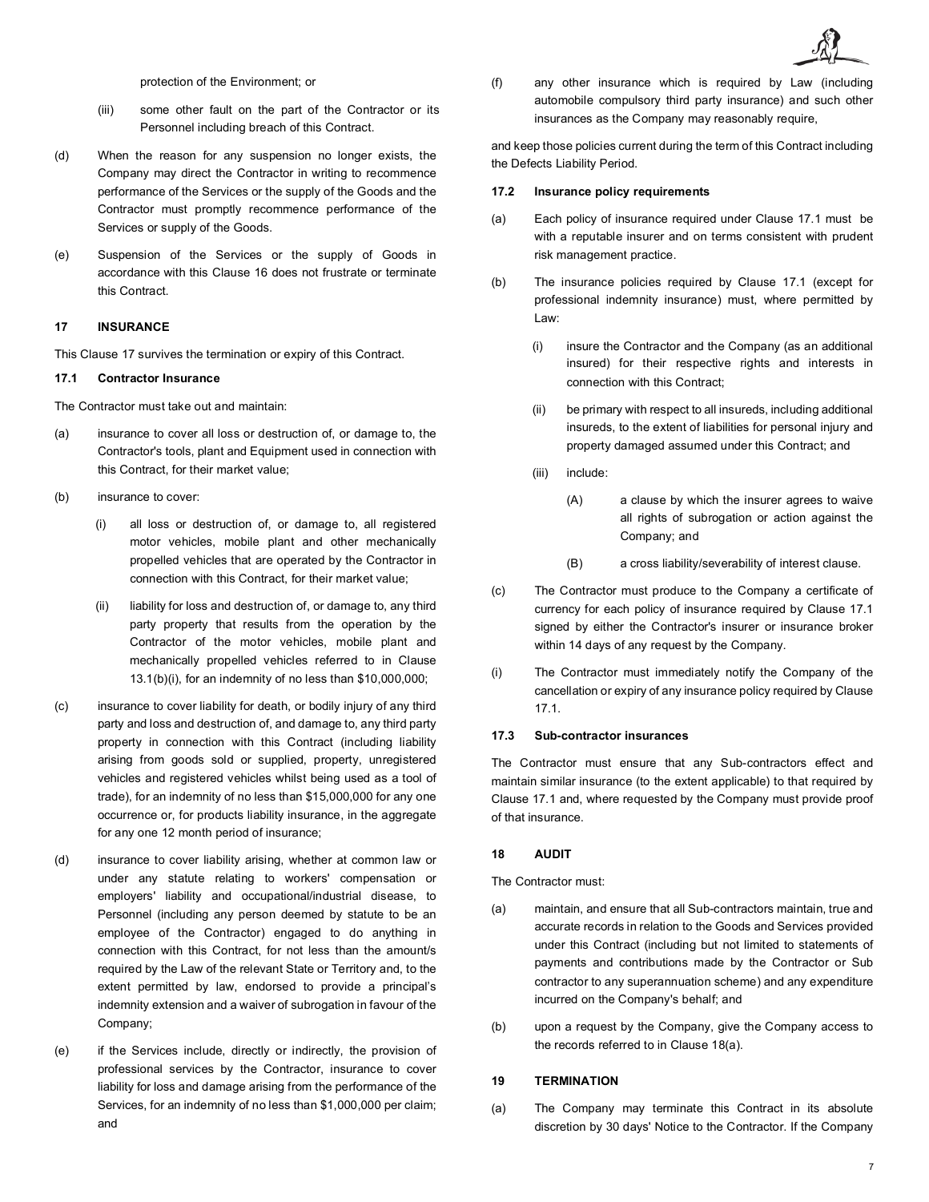protection of the Environment; or

(iii) some other fault on the part of the Contractor or its Personnel including breach of this Contract.

(d) When the reason for any suspension no longer exists, the Company may direct the Contractor in writing to recommence performance of the Services or the supply of the Goods and the Contractor must promptly recommence performance of the Services or supply of the Goods.

(e) Suspension of the Services or the supply of Goods in accordance with this Clause 16 does not frustrate or terminate this Contract.

## 17 INSURANCE

This Clause 17 survives the termination or expiry of this Contract.

### 17.1 Contractor Insurance

The Contractor must take out and maintain:

(a) insurance to cover all loss or destruction of, or damage to, the Contractor's tools, plant and Equipment used in connection with this Contract, for their market value;

(b) insurance to cover:

   (i) all loss or destruction of, or damage to, all registered motor vehicles, mobile plant and other mechanically propelled vehicles that are operated by the Contractor in connection with this Contract, for their market value;

   (ii) liability for loss and destruction of, or damage to, any third party property that results from the operation by the Contractor of the motor vehicles, mobile plant and mechanically propelled vehicles referred to in Clause 13.1(b)(i), for an indemnity of no less than $10,000,000;

(c) insurance to cover liability for death, or bodily injury of any third party and loss and destruction of, and damage to, any third party property in connection with this Contract (including liability arising from goods sold or supplied, property, unregistered vehicles and registered vehicles whilst being used as a tool of trade), for an indemnity of no less than $15,000,000 for any one occurrence or, for products liability insurance, in the aggregate for any one 12 month period of insurance;

(d) insurance to cover liability arising, whether at common law or under any statute relating to workers' compensation or employers' liability and occupational/industrial disease, to Personnel (including any person deemed by statute to be an employee of the Contractor) engaged to do anything in connection with this Contract, for not less than the amount/s required by the Law of the relevant State or Territory and, to the extent permitted by law, endorsed to provide a principal's indemnity extension and a waiver of subrogation in favour of the Company;

(e) if the Services include, directly or indirectly, the provision of professional services by the Contractor, insurance to cover liability for loss and damage arising from the performance of the Services, for an indemnity of no less than $1,000,000 per claim; and

(f) any other insurance which is required by Law (including automobile compulsory third party insurance) and such other insurances as the Company may reasonably require,

and keep those policies current during the term of this Contract including the Defects Liability Period.

### 17.2 Insurance policy requirements

(a) Each policy of insurance required under Clause 17.1 must be with a reputable insurer and on terms consistent with prudent risk management practice.

(b) The insurance policies required by Clause 17.1 (except for professional indemnity insurance) must, where permitted by Law:

   (i) insure the Contractor and the Company (as an additional insured) for their respective rights and interests in connection with this Contract;

   (ii) be primary with respect to all insureds, including additional insureds, to the extent of liabilities for personal injury and property damaged assumed under this Contract; and

   (iii) include:

      (A) a clause by which the insurer agrees to waive all rights of subrogation or action against the Company; and

      (B) a cross liability/severability of interest clause.

(c) The Contractor must produce to the Company a certificate of currency for each policy of insurance required by Clause 17.1 signed by either the Contractor's insurer or insurance broker within 14 days of any request by the Company.

(i) The Contractor must immediately notify the Company of the cancellation or expiry of any insurance policy required by Clause 17.1.

### 17.3 Sub-contractor insurances

The Contractor must ensure that any Sub-contractors effect and maintain similar insurance (to the extent applicable) to that required by Clause 17.1 and, where requested by the Company must provide proof of that insurance.

## 18 AUDIT

The Contractor must:

(a) maintain, and ensure that all Sub-contractors maintain, true and accurate records in relation to the Goods and Services provided under this Contract (including but not limited to statements of payments and contributions made by the Contractor or Sub contractor to any superannuation scheme) and any expenditure incurred on the Company's behalf; and

(b) upon a request by the Company, give the Company access to the records referred to in Clause 18(a).

## 19 TERMINATION

(a) The Company may terminate this Contract in its absolute discretion by 30 days' Notice to the Contractor. If the Company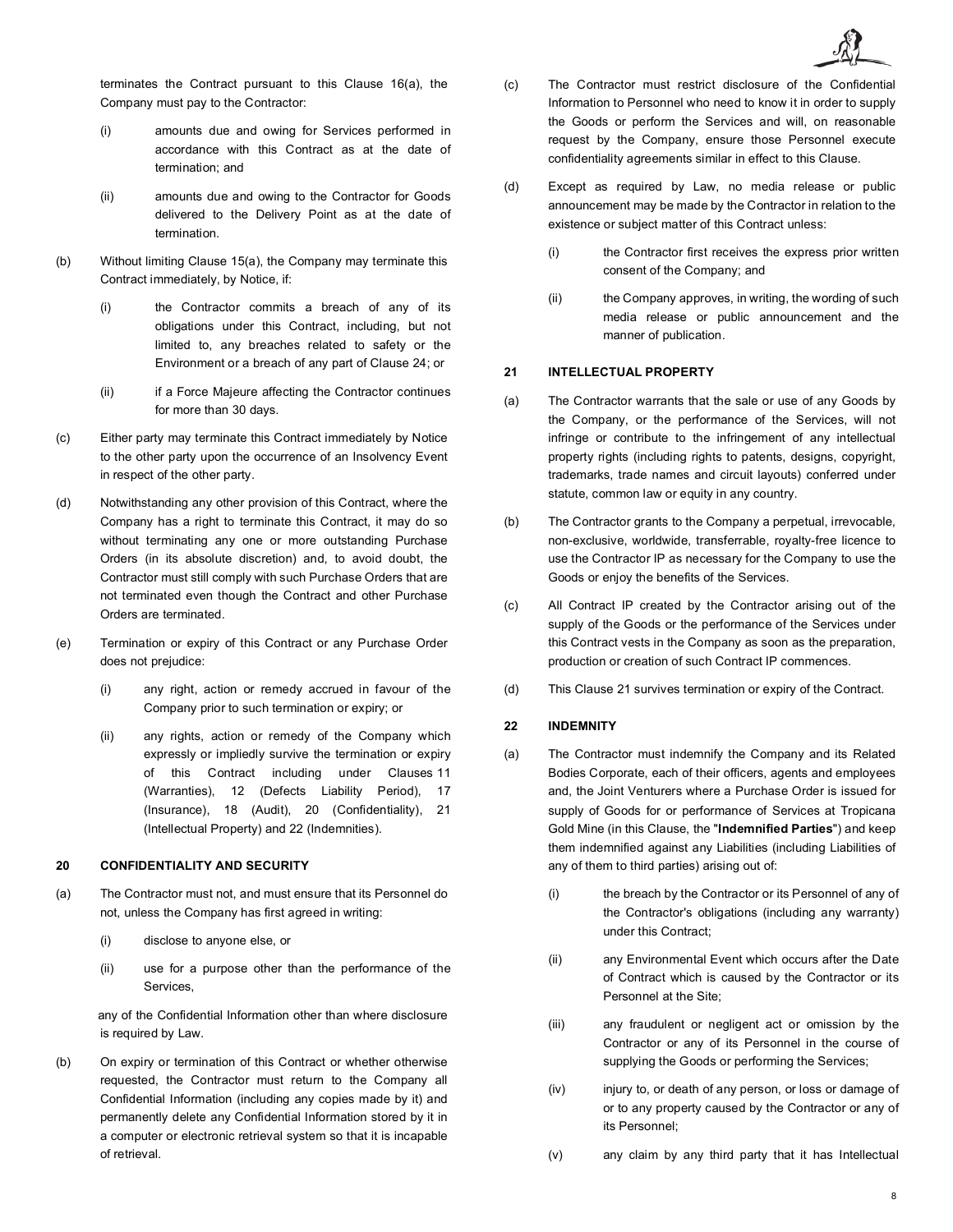terminates the Contract pursuant to this Clause 16(a), the Company must pay to the Contractor:

(i) amounts due and owing for Services performed in accordance with this Contract as at the date of termination; and

(ii) amounts due and owing to the Contractor for Goods delivered to the Delivery Point as at the date of termination.

(b) Without limiting Clause 15(a), the Company may terminate this Contract immediately, by Notice, if:

(i) the Contractor commits a breach of any of its obligations under this Contract, including, but not limited to, any breaches related to safety or the Environment or a breach of any part of Clause 24; or

(ii) if a Force Majeure affecting the Contractor continues for more than 30 days.

(c) Either party may terminate this Contract immediately by Notice to the other party upon the occurrence of an Insolvency Event in respect of the other party.

(d) Notwithstanding any other provision of this Contract, where the Company has a right to terminate this Contract, it may do so without terminating any one or more outstanding Purchase Orders (in its absolute discretion) and, to avoid doubt, the Contractor must still comply with such Purchase Orders that are not terminated even though the Contract and other Purchase Orders are terminated.

(e) Termination or expiry of this Contract or any Purchase Order does not prejudice:

(i) any right, action or remedy accrued in favour of the Company prior to such termination or expiry; or

(ii) any rights, action or remedy of the Company which expressly or impliedly survive the termination or expiry of this Contract including under Clauses 11 (Warranties), 12 (Defects Liability Period), 17 (Insurance), 18 (Audit), 20 (Confidentiality), 21 (Intellectual Property) and 22 (Indemnities).

## 20 CONFIDENTIALITY AND SECURITY

(a) The Contractor must not, and must ensure that its Personnel do not, unless the Company has first agreed in writing:

(i) disclose to anyone else, or

(ii) use for a purpose other than the performance of the Services,

any of the Confidential Information other than where disclosure is required by Law.

(b) On expiry or termination of this Contract or whether otherwise requested, the Contractor must return to the Company all Confidential Information (including any copies made by it) and permanently delete any Confidential Information stored by it in a computer or electronic retrieval system so that it is incapable of retrieval.

(c) The Contractor must restrict disclosure of the Confidential Information to Personnel who need to know it in order to supply the Goods or perform the Services and will, on reasonable request by the Company, ensure those Personnel execute confidentiality agreements similar in effect to this Clause.

(d) Except as required by Law, no media release or public announcement may be made by the Contractor in relation to the existence or subject matter of this Contract unless:

(i) the Contractor first receives the express prior written consent of the Company; and

(ii) the Company approves, in writing, the wording of such media release or public announcement and the manner of publication.

## 21 INTELLECTUAL PROPERTY

(a) The Contractor warrants that the sale or use of any Goods by the Company, or the performance of the Services, will not infringe or contribute to the infringement of any intellectual property rights (including rights to patents, designs, copyright, trademarks, trade names and circuit layouts) conferred under statute, common law or equity in any country.

(b) The Contractor grants to the Company a perpetual, irrevocable, non-exclusive, worldwide, transferrable, royalty-free licence to use the Contractor IP as necessary for the Company to use the Goods or enjoy the benefits of the Services.

(c) All Contract IP created by the Contractor arising out of the supply of the Goods or the performance of the Services under this Contract vests in the Company as soon as the preparation, production or creation of such Contract IP commences.

(d) This Clause 21 survives termination or expiry of the Contract.

## 22 INDEMNITY

(a) The Contractor must indemnify the Company and its Related Bodies Corporate, each of their officers, agents and employees and, the Joint Venturers where a Purchase Order is issued for supply of Goods for or performance of Services at Tropicana Gold Mine (in this Clause, the "**Indemnified Parties**") and keep them indemnified against any Liabilities (including Liabilities of any of them to third parties) arising out of:

(i) the breach by the Contractor or its Personnel of any of the Contractor's obligations (including any warranty) under this Contract;

(ii) any Environmental Event which occurs after the Date of Contract which is caused by the Contractor or its Personnel at the Site;

(iii) any fraudulent or negligent act or omission by the Contractor or any of its Personnel in the course of supplying the Goods or performing the Services;

(iv) injury to, or death of any person, or loss or damage of or to any property caused by the Contractor or any of its Personnel;

(v) any claim by any third party that it has Intellectual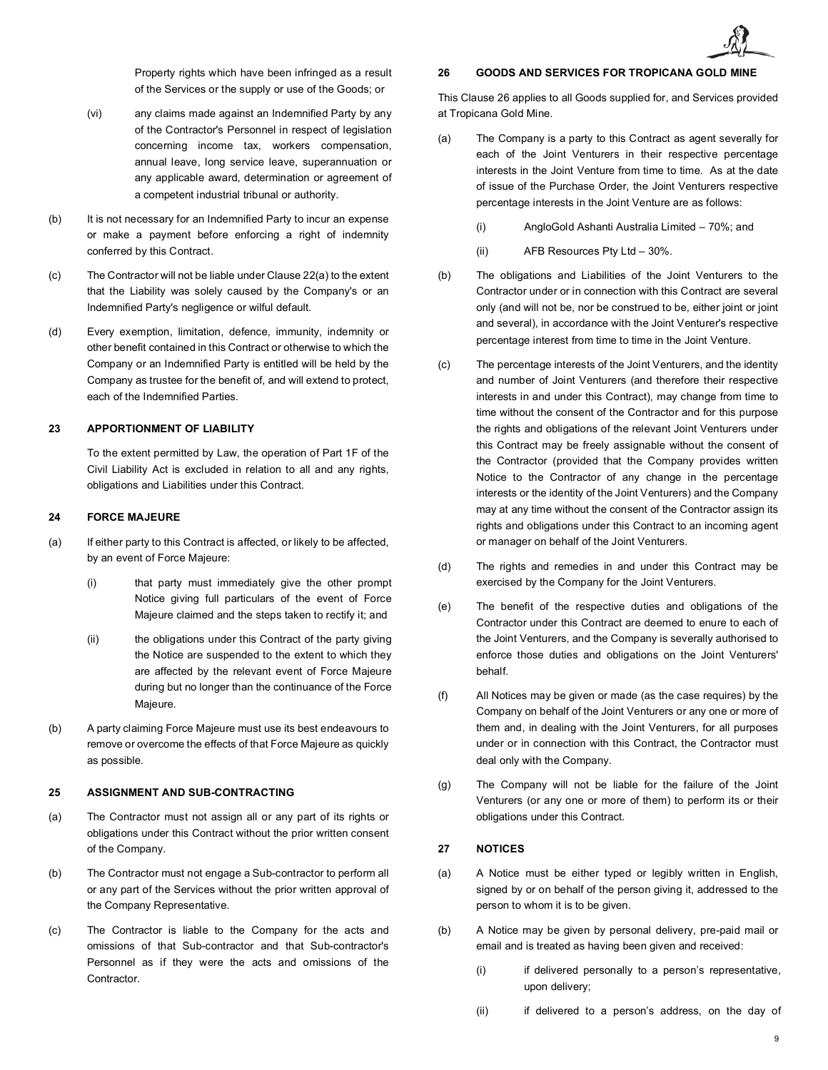Property rights which have been infringed as a result of the Services or the supply or use of the Goods; or

(vi) any claims made against an Indemnified Party by any of the Contractor's Personnel in respect of legislation concerning income tax, workers compensation, annual leave, long service leave, superannuation or any applicable award, determination or agreement of a competent industrial tribunal or authority.

(b) It is not necessary for an Indemnified Party to incur an expense or make a payment before enforcing a right of indemnity conferred by this Contract.

(c) The Contractor will not be liable under Clause 22(a) to the extent that the Liability was solely caused by the Company's or an Indemnified Party's negligence or wilful default.

(d) Every exemption, limitation, defence, immunity, indemnity or other benefit contained in this Contract or otherwise to which the Company or an Indemnified Party is entitled will be held by the Company as trustee for the benefit of, and will extend to protect, each of the Indemnified Parties.

## 23 APPORTIONMENT OF LIABILITY

To the extent permitted by Law, the operation of Part 1F of the Civil Liability Act is excluded in relation to all and any rights, obligations and Liabilities under this Contract.

## 24 FORCE MAJEURE

(a) If either party to this Contract is affected, or likely to be affected, by an event of Force Majeure:

(i) that party must immediately give the other prompt Notice giving full particulars of the event of Force Majeure claimed and the steps taken to rectify it; and

(ii) the obligations under this Contract of the party giving the Notice are suspended to the extent to which they are affected by the relevant event of Force Majeure during but no longer than the continuance of the Force Majeure.

(b) A party claiming Force Majeure must use its best endeavours to remove or overcome the effects of that Force Majeure as quickly as possible.

## 25 ASSIGNMENT AND SUB-CONTRACTING

(a) The Contractor must not assign all or any part of its rights or obligations under this Contract without the prior written consent of the Company.

(b) The Contractor must not engage a Sub-contractor to perform all or any part of the Services without the prior written approval of the Company Representative.

(c) The Contractor is liable to the Company for the acts and omissions of that Sub-contractor and that Sub-contractor's Personnel as if they were the acts and omissions of the Contractor.

## 26 GOODS AND SERVICES FOR TROPICANA GOLD MINE

This Clause 26 applies to all Goods supplied for, and Services provided at Tropicana Gold Mine.

(a) The Company is a party to this Contract as agent severally for each of the Joint Venturers in their respective percentage interests in the Joint Venture from time to time. As at the date of issue of the Purchase Order, the Joint Venturers respective percentage interests in the Joint Venture are as follows:

(i) AngloGold Ashanti Australia Limited – 70%; and

(ii) AFB Resources Pty Ltd – 30%.

(b) The obligations and Liabilities of the Joint Venturers to the Contractor under or in connection with this Contract are several only (and will not be, nor be construed to be, either joint or joint and several), in accordance with the Joint Venturer's respective percentage interest from time to time in the Joint Venture.

(c) The percentage interests of the Joint Venturers, and the identity and number of Joint Venturers (and therefore their respective interests in and under this Contract), may change from time to time without the consent of the Contractor and for this purpose the rights and obligations of the relevant Joint Venturers under this Contract may be freely assignable without the consent of the Contractor (provided that the Company provides written Notice to the Contractor of any change in the percentage interests or the identity of the Joint Venturers) and the Company may at any time without the consent of the Contractor assign its rights and obligations under this Contract to an incoming agent or manager on behalf of the Joint Venturers.

(d) The rights and remedies in and under this Contract may be exercised by the Company for the Joint Venturers.

(e) The benefit of the respective duties and obligations of the Contractor under this Contract are deemed to ensure to each of the Joint Venturers, and the Company is severally authorised to enforce those duties and obligations on the Joint Venturers' behalf.

(f) All Notices may be given or made (as the case requires) by the Company on behalf of the Joint Venturers or any one or more of them and, in dealing with the Joint Venturers, for all purposes under or in connection with this Contract, the Contractor must deal only with the Company.

(g) The Company will not be liable for the failure of the Joint Venturers (or any one or more of them) to perform its or their obligations under this Contract.

## 27 NOTICES

(a) A Notice must be either typed or legibly written in English, signed by or on behalf of the person giving it, addressed to the person to whom it is to be given.

(b) A Notice may be given by personal delivery, pre-paid mail or email and is treated as having been given and received:

(i) if delivered personally to a person's representative, upon delivery;

(ii) if delivered to a person's address, on the day of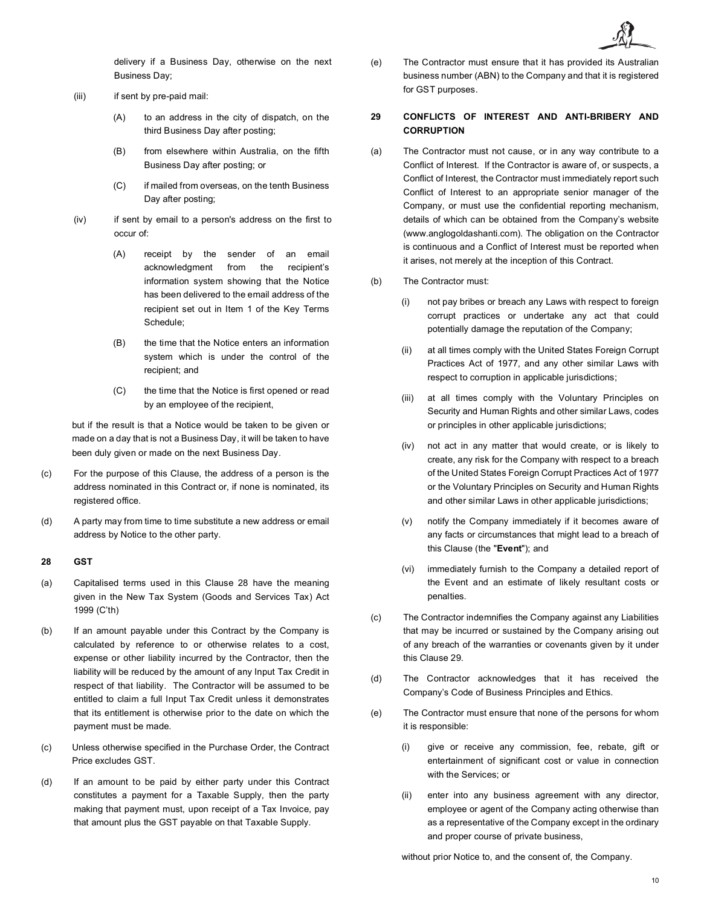delivery if a Business Day, otherwise on the next Business Day;

(iii) if sent by pre-paid mail:

(A) to an address in the city of dispatch, on the third Business Day after posting;

(B) from elsewhere within Australia, on the fifth Business Day after posting; or

(C) if mailed from overseas, on the tenth Business Day after posting;

(iv) if sent by email to a person's address on the first to occur of:

(A) receipt by the sender of an email acknowledgment from the recipient's information system showing that the Notice has been delivered to the email address of the recipient set out in Item 1 of the Key Terms Schedule;

(B) the time that the Notice enters an information system which is under the control of the recipient; and

(C) the time that the Notice is first opened or read by an employee of the recipient,

but if the result is that a Notice would be taken to be given or made on a day that is not a Business Day, it will be taken to have been duly given or made on the next Business Day.

(c) For the purpose of this Clause, the address of a person is the address nominated in this Contract or, if none is nominated, its registered office.

(d) A party may from time to time substitute a new address or email address by Notice to the other party.

## 28 GST

(a) Capitalised terms used in this Clause 28 have the meaning given in the New Tax System (Goods and Services Tax) Act 1999 (C'th)

(b) If an amount payable under this Contract by the Company is calculated by reference to or otherwise relates to a cost, expense or other liability incurred by the Contractor, then the liability will be reduced by the amount of any Input Tax Credit in respect of that liability. The Contractor will be assumed to be entitled to claim a full Input Tax Credit unless it demonstrates that its entitlement is otherwise prior to the date on which the payment must be made.

(c) Unless otherwise specified in the Purchase Order, the Contract Price excludes GST.

(d) If an amount to be paid by either party under this Contract constitutes a payment for a Taxable Supply, then the party making that payment must, upon receipt of a Tax Invoice, pay that amount plus the GST payable on that Taxable Supply.

(e) The Contractor must ensure that it has provided its Australian business number (ABN) to the Company and that it is registered for GST purposes.

## 29 CONFLICTS OF INTEREST AND ANTI-BRIBERY AND CORRUPTION

(a) The Contractor must not cause, or in any way contribute to a Conflict of Interest. If the Contractor is aware of, or suspects, a Conflict of Interest, the Contractor must immediately report such Conflict of Interest to an appropriate senior manager of the Company, or must use the confidential reporting mechanism, details of which can be obtained from the Company's website (www.anglogoldashanti.com). The obligation on the Contractor is continuous and a Conflict of Interest must be reported when it arises, not merely at the inception of this Contract.

(b) The Contractor must:

(i) not pay bribes or breach any Laws with respect to foreign corrupt practices or undertake any act that could potentially damage the reputation of the Company;

(ii) at all times comply with the United States Foreign Corrupt Practices Act of 1977, and any other similar Laws with respect to corruption in applicable jurisdictions;

(iii) at all times comply with the Voluntary Principles on Security and Human Rights and other similar Laws, codes or principles in other applicable jurisdictions;

(iv) not act in any matter that would create, or is likely to create, any risk for the Company with respect to a breach of the United States Foreign Corrupt Practices Act of 1977 or the Voluntary Principles on Security and Human Rights and other similar Laws in other applicable jurisdictions;

(v) notify the Company immediately if it becomes aware of any facts or circumstances that might lead to a breach of this Clause (the "**Event**"); and

(vi) immediately furnish to the Company a detailed report of the Event and an estimate of likely resultant costs or penalties.

(c) The Contractor indemnifies the Company against any Liabilities that may be incurred or sustained by the Company arising out of any breach of the warranties or covenants given by it under this Clause 29.

(d) The Contractor acknowledges that it has received the Company's Code of Business Principles and Ethics.

(e) The Contractor must ensure that none of the persons for whom it is responsible:

(i) give or receive any commission, fee, rebate, gift or entertainment of significant cost or value in connection with the Services; or

(ii) enter into any business agreement with any director, employee or agent of the Company acting otherwise than as a representative of the Company except in the ordinary and proper course of private business,

without prior Notice to, and the consent of, the Company.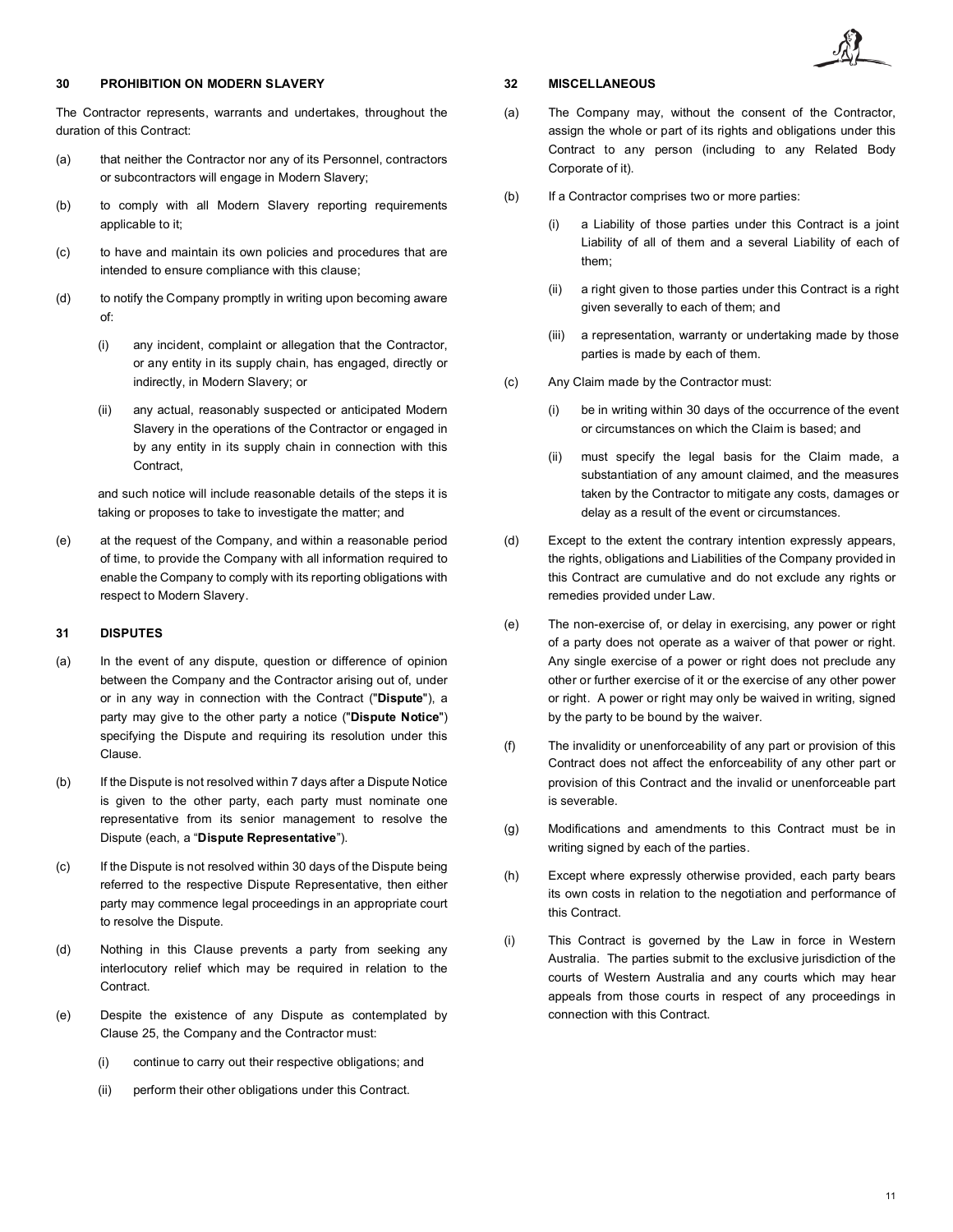## 30 PROHIBITION ON MODERN SLAVERY

The Contractor represents, warrants and undertakes, throughout the duration of this Contract:

(a) that neither the Contractor nor any of its Personnel, contractors or subcontractors will engage in Modern Slavery;

(b) to comply with all Modern Slavery reporting requirements applicable to it;

(c) to have and maintain its own policies and procedures that are intended to ensure compliance with this clause;

(d) to notify the Company promptly in writing upon becoming aware of:

   (i) any incident, complaint or allegation that the Contractor, or any entity in its supply chain, has engaged, directly or indirectly, in Modern Slavery; or

   (ii) any actual, reasonably suspected or anticipated Modern Slavery in the operations of the Contractor or engaged in by any entity in its supply chain in connection with this Contract,

   and such notice will include reasonable details of the steps it is taking or proposes to take to investigate the matter; and

(e) at the request of the Company, and within a reasonable period of time, to provide the Company with all information required to enable the Company to comply with its reporting obligations with respect to Modern Slavery.

## 31 DISPUTES

(a) In the event of any dispute, question or difference of opinion between the Company and the Contractor arising out of, under or in any way in connection with the Contract ("**Dispute**"), a party may give to the other party a notice ("**Dispute Notice**") specifying the Dispute and requiring its resolution under this Clause.

(b) If the Dispute is not resolved within 7 days after a Dispute Notice is given to the other party, each party must nominate one representative from its senior management to resolve the Dispute (each, a "**Dispute Representative**").

(c) If the Dispute is not resolved within 30 days of the Dispute being referred to the respective Dispute Representative, then either party may commence legal proceedings in an appropriate court to resolve the Dispute.

(d) Nothing in this Clause prevents a party from seeking any interlocutory relief which may be required in relation to the Contract.

(e) Despite the existence of any Dispute as contemplated by Clause 25, the Company and the Contractor must:

   (i) continue to carry out their respective obligations; and

   (ii) perform their other obligations under this Contract.

## 32 MISCELLANEOUS

(a) The Company may, without the consent of the Contractor, assign the whole or part of its rights and obligations under this Contract to any person (including to any Related Body Corporate of it).

(b) If a Contractor comprises two or more parties:

   (i) a Liability of those parties under this Contract is a joint Liability of all of them and a several Liability of each of them;

   (ii) a right given to those parties under this Contract is a right given severally to each of them; and

   (iii) a representation, warranty or undertaking made by those parties is made by each of them.

(c) Any Claim made by the Contractor must:

   (i) be in writing within 30 days of the occurrence of the event or circumstances on which the Claim is based; and

   (ii) must specify the legal basis for the Claim made, a substantiation of any amount claimed, and the measures taken by the Contractor to mitigate any costs, damages or delay as a result of the event or circumstances.

(d) Except to the extent the contrary intention expressly appears, the rights, obligations and Liabilities of the Company provided in this Contract are cumulative and do not exclude any rights or remedies provided under Law.

(e) The non-exercise of, or delay in exercising, any power or right of a party does not operate as a waiver of that power or right. Any single exercise of a power or right does not preclude any other or further exercise of it or the exercise of any other power or right. A power or right may only be waived in writing, signed by the party to be bound by the waiver.

(f) The invalidity or unenforceability of any part or provision of this Contract does not affect the enforceability of any other part or provision of this Contract and the invalid or unenforceable part is severable.

(g) Modifications and amendments to this Contract must be in writing signed by each of the parties.

(h) Except where expressly otherwise provided, each party bears its own costs in relation to the negotiation and performance of this Contract.

(i) This Contract is governed by the Law in force in Western Australia. The parties submit to the exclusive jurisdiction of the courts of Western Australia and any courts which may hear appeals from those courts in respect of any proceedings in connection with this Contract.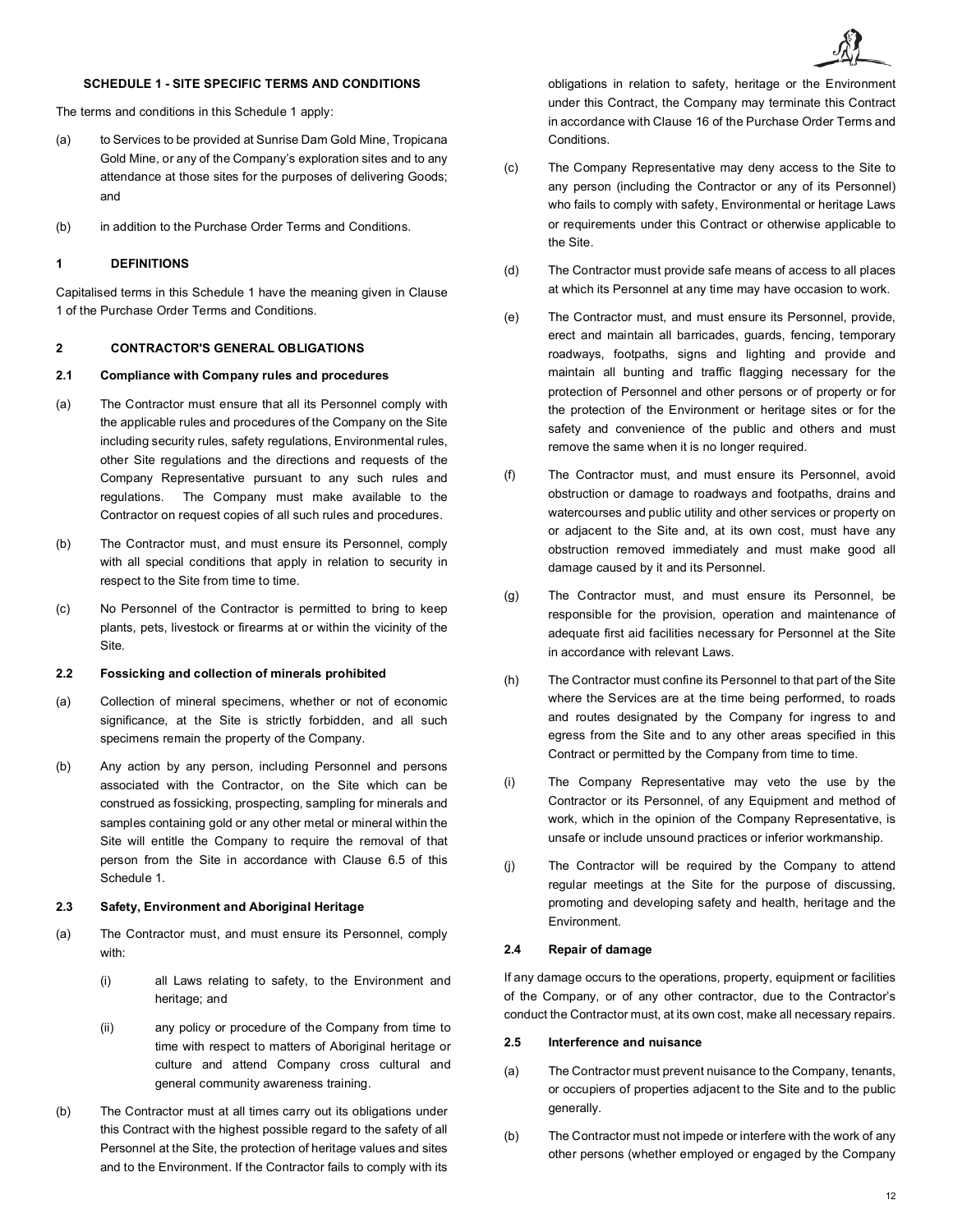### SCHEDULE 1 - SITE SPECIFIC TERMS AND CONDITIONS

The terms and conditions in this Schedule 1 apply:

(a) to Services to be provided at Sunrise Dam Gold Mine, Tropicana Gold Mine, or any of the Company's exploration sites and to any attendance at those sites for the purposes of delivering Goods; and

(b) in addition to the Purchase Order Terms and Conditions.

#### 1 DEFINITIONS

Capitalised terms in this Schedule 1 have the meaning given in Clause 1 of the Purchase Order Terms and Conditions.

#### 2 CONTRACTOR'S GENERAL OBLIGATIONS

**2.1 Compliance with Company rules and procedures**

(a) The Contractor must ensure that all its Personnel comply with the applicable rules and procedures of the Company on the Site including security rules, safety regulations, Environmental rules, other Site regulations and the directions and requests of the Company Representative pursuant to any such rules and regulations. The Company must make available to the Contractor on request copies of all such rules and procedures.

(b) The Contractor must, and must ensure its Personnel, comply with all special conditions that apply in relation to security in respect to the Site from time to time.

(c) No Personnel of the Contractor is permitted to bring to keep plants, pets, livestock or firearms at or within the vicinity of the Site.

**2.2 Fossicking and collection of minerals prohibited**

(a) Collection of mineral specimens, whether or not of economic significance, at the Site is strictly forbidden, and all such specimens remain the property of the Company.

(b) Any action by any person, including Personnel and persons associated with the Contractor, on the Site which can be construed as fossicking, prospecting, sampling for minerals and samples containing gold or any other metal or mineral within the Site will entitle the Company to require the removal of that person from the Site in accordance with Clause 6.5 of this Schedule 1.

**2.3 Safety, Environment and Aboriginal Heritage**

(a) The Contractor must, and must ensure its Personnel, comply with:

(i) all Laws relating to safety, to the Environment and heritage; and

(ii) any policy or procedure of the Company from time to time with respect to matters of Aboriginal heritage or culture and attend Company cross cultural and general community awareness training.

(b) The Contractor must at all times carry out its obligations under this Contract with the highest possible regard to the safety of all Personnel at the Site, the protection of heritage values and sites and to the Environment. If the Contractor fails to comply with its obligations in relation to safety, heritage or the Environment under this Contract, the Company may terminate this Contract in accordance with Clause 16 of the Purchase Order Terms and Conditions.

(c) The Company Representative may deny access to the Site to any person (including the Contractor or any of its Personnel) who fails to comply with safety, Environmental or heritage Laws or requirements under this Contract or otherwise applicable to the Site.

(d) The Contractor must provide safe means of access to all places at which its Personnel at any time may have occasion to work.

(e) The Contractor must, and must ensure its Personnel, provide, erect and maintain all barricades, guards, fencing, temporary roadways, footpaths, signs and lighting and provide and maintain all bunting and traffic flagging necessary for the protection of Personnel and other persons or of property or for the protection of the Environment or heritage sites or for the safety and convenience of the public and others and must remove the same when it is no longer required.

(f) The Contractor must, and must ensure its Personnel, avoid obstruction or damage to roadways and footpaths, drains and watercourses and public utility and other services or property on or adjacent to the Site and, at its own cost, must have any obstruction removed immediately and must make good all damage caused by it and its Personnel.

(g) The Contractor must, and must ensure its Personnel, be responsible for the provision, operation and maintenance of adequate first aid facilities necessary for Personnel at the Site in accordance with relevant Laws.

(h) The Contractor must confine its Personnel to that part of the Site where the Services are at the time being performed, to roads and routes designated by the Company for ingress to and egress from the Site and to any other areas specified in this Contract or permitted by the Company from time to time.

(i) The Company Representative may veto the use by the Contractor or its Personnel, of any Equipment and method of work, which in the opinion of the Company Representative, is unsafe or include unsound practices or inferior workmanship.

(j) The Contractor will be required by the Company to attend regular meetings at the Site for the purpose of discussing, promoting and developing safety and health, heritage and the Environment.

**2.4 Repair of damage**

If any damage occurs to the operations, property, equipment or facilities of the Company, or of any other contractor, due to the Contractor's conduct the Contractor must, at its own cost, make all necessary repairs.

**2.5 Interference and nuisance**

(a) The Contractor must prevent nuisance to the Company, tenants, or occupiers of properties adjacent to the Site and to the public generally.

(b) The Contractor must not impede or interfere with the work of any other persons (whether employed or engaged by the Company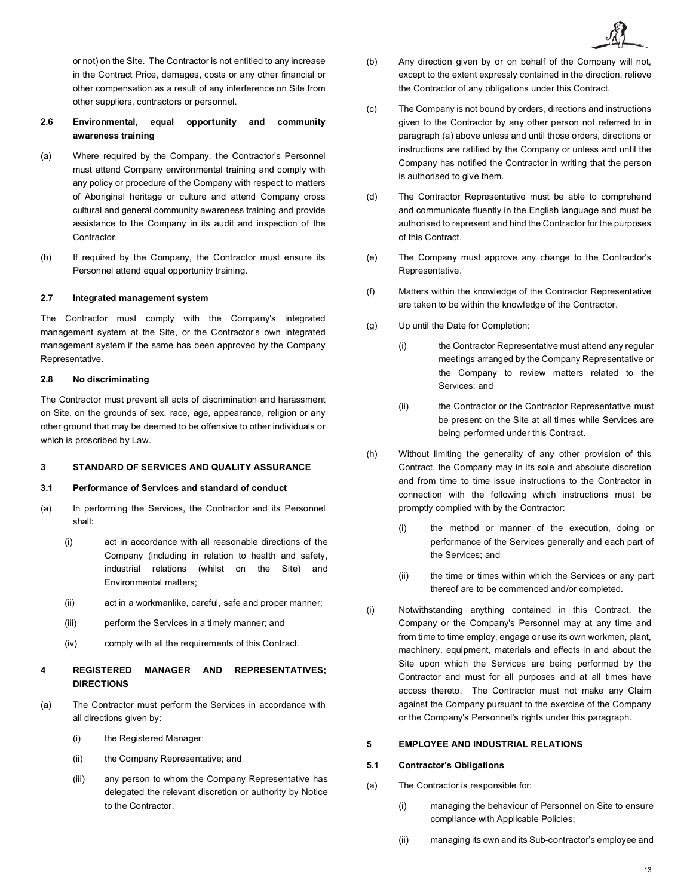or not) on the Site. The Contractor is not entitled to any increase in the Contract Price, damages, costs or any other financial or other compensation as a result of any interference on Site from other suppliers, contractors or personnel.

**2.6 Environmental, equal opportunity and community awareness training**

(a) Where required by the Company, the Contractor's Personnel must attend Company environmental training and comply with any policy or procedure of the Company with respect to matters of Aboriginal heritage or culture and attend Company cross cultural and general community awareness training and provide assistance to the Company in its audit and inspection of the Contractor.

(b) If required by the Company, the Contractor must ensure its Personnel attend equal opportunity training.

**2.7 Integrated management system**

The Contractor must comply with the Company's integrated management system at the Site, or the Contractor's own integrated management system if the same has been approved by the Company Representative.

**2.8 No discriminating**

The Contractor must prevent all acts of discrimination and harassment on Site, on the grounds of sex, race, age, appearance, religion or any other ground that may be deemed to be offensive to other individuals or which is proscribed by Law.

## 3 STANDARD OF SERVICES AND QUALITY ASSURANCE

**3.1 Performance of Services and standard of conduct**

(a) In performing the Services, the Contractor and its Personnel shall:

- (i) act in accordance with all reasonable directions of the Company (including in relation to health and safety, industrial relations (whilst on the Site) and Environmental matters;
- (ii) act in a workmanlike, careful, safe and proper manner;
- (iii) perform the Services in a timely manner; and
- (iv) comply with all the requirements of this Contract.

## 4 REGISTERED MANAGER AND REPRESENTATIVES; DIRECTIONS

(a) The Contractor must perform the Services in accordance with all directions given by:

- (i) the Registered Manager;
- (ii) the Company Representative; and
- (iii) any person to whom the Company Representative has delegated the relevant discretion or authority by Notice to the Contractor.

(b) Any direction given by or on behalf of the Company will not, except to the extent expressly contained in the direction, relieve the Contractor of any obligations under this Contract.

(c) The Company is not bound by orders, directions and instructions given to the Contractor by any other person not referred to in paragraph (a) above unless and until those orders, directions or instructions are ratified by the Company or unless and until the Company has notified the Contractor in writing that the person is authorised to give them.

(d) The Contractor Representative must be able to comprehend and communicate fluently in the English language and must be authorised to represent and bind the Contractor for the purposes of this Contract.

(e) The Company must approve any change to the Contractor's Representative.

(f) Matters within the knowledge of the Contractor Representative are taken to be within the knowledge of the Contractor.

(g) Up until the Date for Completion:

- (i) the Contractor Representative must attend any regular meetings arranged by the Company Representative or the Company to review matters related to the Services; and
- (ii) the Contractor or the Contractor Representative must be present on the Site at all times while Services are being performed under this Contract.

(h) Without limiting the generality of any other provision of this Contract, the Company may in its sole and absolute discretion and from time to time issue instructions to the Contractor in connection with the following which instructions must be promptly complied with by the Contractor:

- (i) the method or manner of the execution, doing or performance of the Services generally and each part of the Services; and
- (ii) the time or times within which the Services or any part thereof are to be commenced and/or completed.

(i) Notwithstanding anything contained in this Contract, the Company or the Company's Personnel may at any time and from time to time employ, engage or use its own workmen, plant, machinery, equipment, materials and effects in and about the Site upon which the Services are being performed by the Contractor and must for all purposes and at all times have access thereto. The Contractor must not make any Claim against the Company pursuant to the exercise of the Company or the Company's Personnel's rights under this paragraph.

## 5 EMPLOYEE AND INDUSTRIAL RELATIONS

**5.1 Contractor's Obligations**

(a) The Contractor is responsible for:

- (i) managing the behaviour of Personnel on Site to ensure compliance with Applicable Policies;
- (ii) managing its own and its Sub-contractor's employee and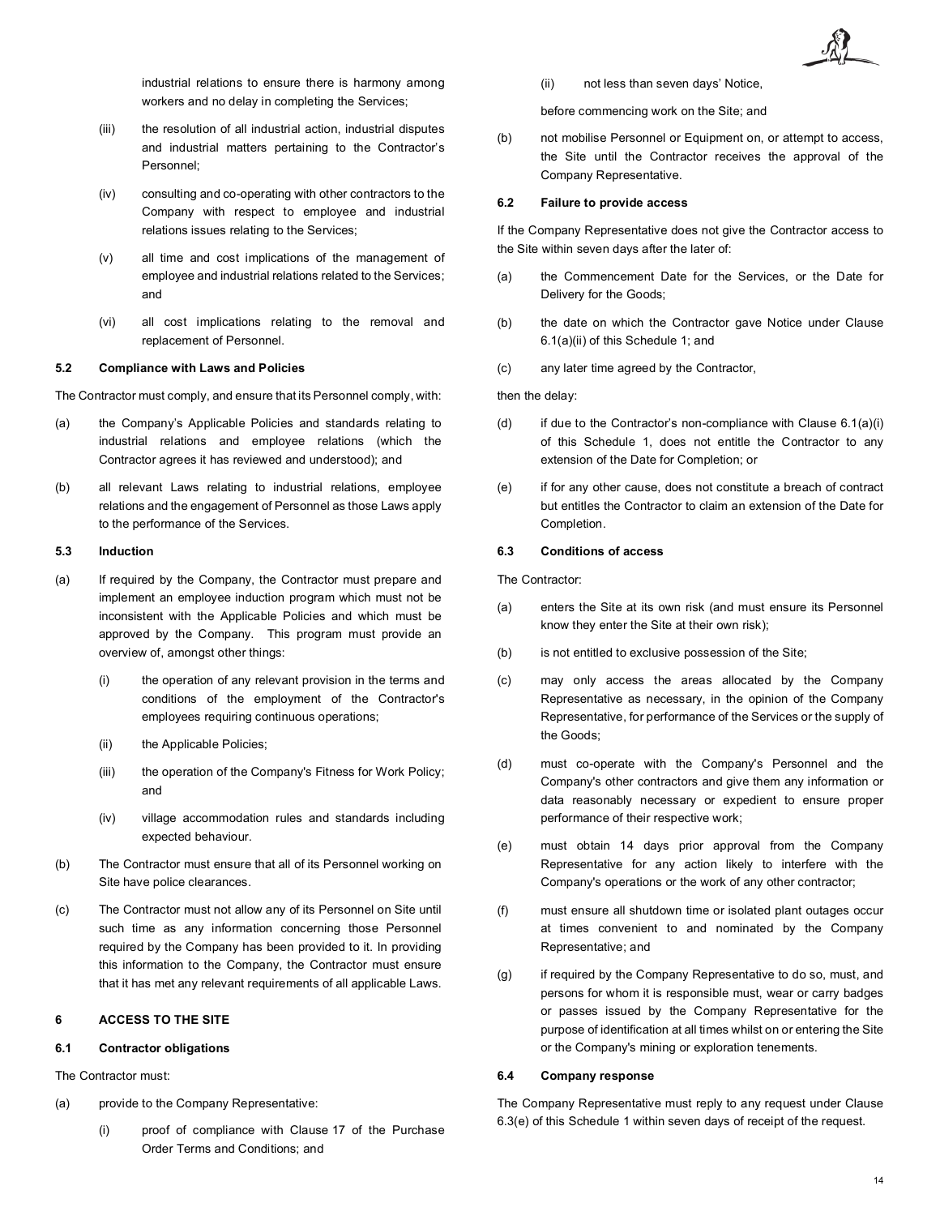industrial relations to ensure there is harmony among workers and no delay in completing the Services;

(iii) the resolution of all industrial action, industrial disputes and industrial matters pertaining to the Contractor's Personnel;

(iv) consulting and co-operating with other contractors to the Company with respect to employee and industrial relations issues relating to the Services;

(v) all time and cost implications of the management of employee and industrial relations related to the Services; and

(vi) all cost implications relating to the removal and replacement of Personnel.

**5.2 Compliance with Laws and Policies**

The Contractor must comply, and ensure that its Personnel comply, with:

(a) the Company's Applicable Policies and standards relating to industrial relations and employee relations (which the Contractor agrees it has reviewed and understood); and

(b) all relevant Laws relating to industrial relations, employee relations and the engagement of Personnel as those Laws apply to the performance of the Services.

**5.3 Induction**

(a) If required by the Company, the Contractor must prepare and implement an employee induction program which must not be inconsistent with the Applicable Policies and which must be approved by the Company. This program must provide an overview of, amongst other things:

(i) the operation of any relevant provision in the terms and conditions of the employment of the Contractor's employees requiring continuous operations;

(ii) the Applicable Policies;

(iii) the operation of the Company's Fitness for Work Policy; and

(iv) village accommodation rules and standards including expected behaviour.

(b) The Contractor must ensure that all of its Personnel working on Site have police clearances.

(c) The Contractor must not allow any of its Personnel on Site until such time as any information concerning those Personnel required by the Company has been provided to it. In providing this information to the Company, the Contractor must ensure that it has met any relevant requirements of all applicable Laws.

**6 ACCESS TO THE SITE**

**6.1 Contractor obligations**

The Contractor must:

(a) provide to the Company Representative:

(i) proof of compliance with Clause 17 of the Purchase Order Terms and Conditions; and

(ii) not less than seven days' Notice,

before commencing work on the Site; and

(b) not mobilise Personnel or Equipment on, or attempt to access, the Site until the Contractor receives the approval of the Company Representative.

**6.2 Failure to provide access**

If the Company Representative does not give the Contractor access to the Site within seven days after the later of:

(a) the Commencement Date for the Services, or the Date for Delivery for the Goods;

(b) the date on which the Contractor gave Notice under Clause 6.1(a)(ii) of this Schedule 1; and

(c) any later time agreed by the Contractor,

then the delay:

(d) if due to the Contractor's non-compliance with Clause 6.1(a)(i) of this Schedule 1, does not entitle the Contractor to any extension of the Date for Completion; or

(e) if for any other cause, does not constitute a breach of contract but entitles the Contractor to claim an extension of the Date for Completion.

**6.3 Conditions of access**

The Contractor:

(a) enters the Site at its own risk (and must ensure its Personnel know they enter the Site at their own risk);

(b) is not entitled to exclusive possession of the Site;

(c) may only access the areas allocated by the Company Representative as necessary, in the opinion of the Company Representative, for performance of the Services or the supply of the Goods;

(d) must co-operate with the Company's Personnel and the Company's other contractors and give them any information or data reasonably necessary or expedient to ensure proper performance of their respective work;

(e) must obtain 14 days prior approval from the Company Representative for any action likely to interfere with the Company's operations or the work of any other contractor;

(f) must ensure all shutdown time or isolated plant outages occur at times convenient to and nominated by the Company Representative; and

(g) if required by the Company Representative to do so, must, and persons for whom it is responsible must, wear or carry badges or passes issued by the Company Representative for the purpose of identification at all times whilst on or entering the Site or the Company's mining or exploration tenements.

**6.4 Company response**

The Company Representative must reply to any request under Clause 6.3(e) of this Schedule 1 within seven days of receipt of the request.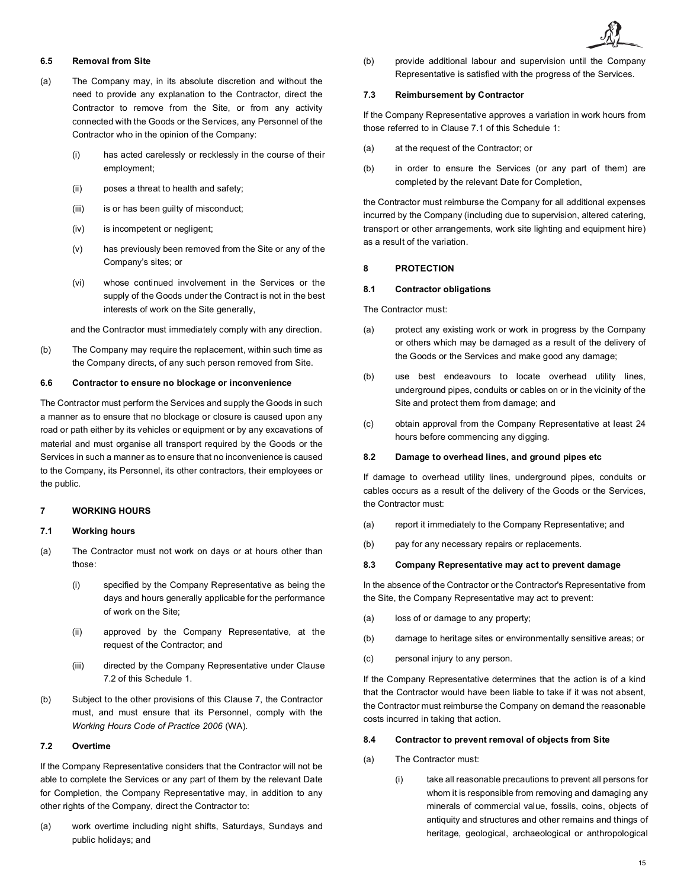### 6.5 Removal from Site

(a) The Company may, in its absolute discretion and without the need to provide any explanation to the Contractor, direct the Contractor to remove from the Site, or from any activity connected with the Goods or the Services, any Personnel of the Contractor who in the opinion of the Company:

(i) has acted carelessly or recklessly in the course of their employment;

(ii) poses a threat to health and safety;

(iii) is or has been guilty of misconduct;

(iv) is incompetent or negligent;

(v) has previously been removed from the Site or any of the Company's sites; or

(vi) whose continued involvement in the Services or the supply of the Goods under the Contract is not in the best interests of work on the Site generally,

and the Contractor must immediately comply with any direction.

(b) The Company may require the replacement, within such time as the Company directs, of any such person removed from Site.

### 6.6 Contractor to ensure no blockage or inconvenience

The Contractor must perform the Services and supply the Goods in such a manner as to ensure that no blockage or closure is caused upon any road or path either by its vehicles or equipment or by any excavations of material and must organise all transport required by the Goods or the Services in such a manner as to ensure that no inconvenience is caused to the Company, its Personnel, its other contractors, their employees or the public.

## 7 WORKING HOURS

### 7.1 Working hours

(a) The Contractor must not work on days or at hours other than those:

(i) specified by the Company Representative as being the days and hours generally applicable for the performance of work on the Site;

(ii) approved by the Company Representative, at the request of the Contractor; and

(iii) directed by the Company Representative under Clause 7.2 of this Schedule 1.

(b) Subject to the other provisions of this Clause 7, the Contractor must, and must ensure that its Personnel, comply with the *Working Hours Code of Practice 2006* (WA).

### 7.2 Overtime

If the Company Representative considers that the Contractor will not be able to complete the Services or any part of them by the relevant Date for Completion, the Company Representative may, in addition to any other rights of the Company, direct the Contractor to:

(a) work overtime including night shifts, Saturdays, Sundays and public holidays; and

(b) provide additional labour and supervision until the Company Representative is satisfied with the progress of the Services.

### 7.3 Reimbursement by Contractor

If the Company Representative approves a variation in work hours from those referred to in Clause 7.1 of this Schedule 1:

(a) at the request of the Contractor; or

(b) in order to ensure the Services (or any part of them) are completed by the relevant Date for Completion,

the Contractor must reimburse the Company for all additional expenses incurred by the Company (including due to supervision, altered catering, transport or other arrangements, work site lighting and equipment hire) as a result of the variation.

## 8 PROTECTION

### 8.1 Contractor obligations

The Contractor must:

(a) protect any existing work or work in progress by the Company or others which may be damaged as a result of the delivery of the Goods or the Services and make good any damage;

(b) use best endeavours to locate overhead utility lines, underground pipes, conduits or cables on or in the vicinity of the Site and protect them from damage; and

(c) obtain approval from the Company Representative at least 24 hours before commencing any digging.

### 8.2 Damage to overhead lines, and ground pipes etc

If damage to overhead utility lines, underground pipes, conduits or cables occurs as a result of the delivery of the Goods or the Services, the Contractor must:

(a) report it immediately to the Company Representative; and

(b) pay for any necessary repairs or replacements.

### 8.3 Company Representative may act to prevent damage

In the absence of the Contractor or the Contractor's Representative from the Site, the Company Representative may act to prevent:

(a) loss of or damage to any property;

(b) damage to heritage sites or environmentally sensitive areas; or

(c) personal injury to any person.

If the Company Representative determines that the action is of a kind that the Contractor would have been liable to take if it was not absent, the Contractor must reimburse the Company on demand the reasonable costs incurred in taking that action.

### 8.4 Contractor to prevent removal of objects from Site

(a) The Contractor must:

(i) take all reasonable precautions to prevent all persons for whom it is responsible from removing and damaging any minerals of commercial value, fossils, coins, objects of antiquity and structures and other remains and things of heritage, geological, archaeological or anthropological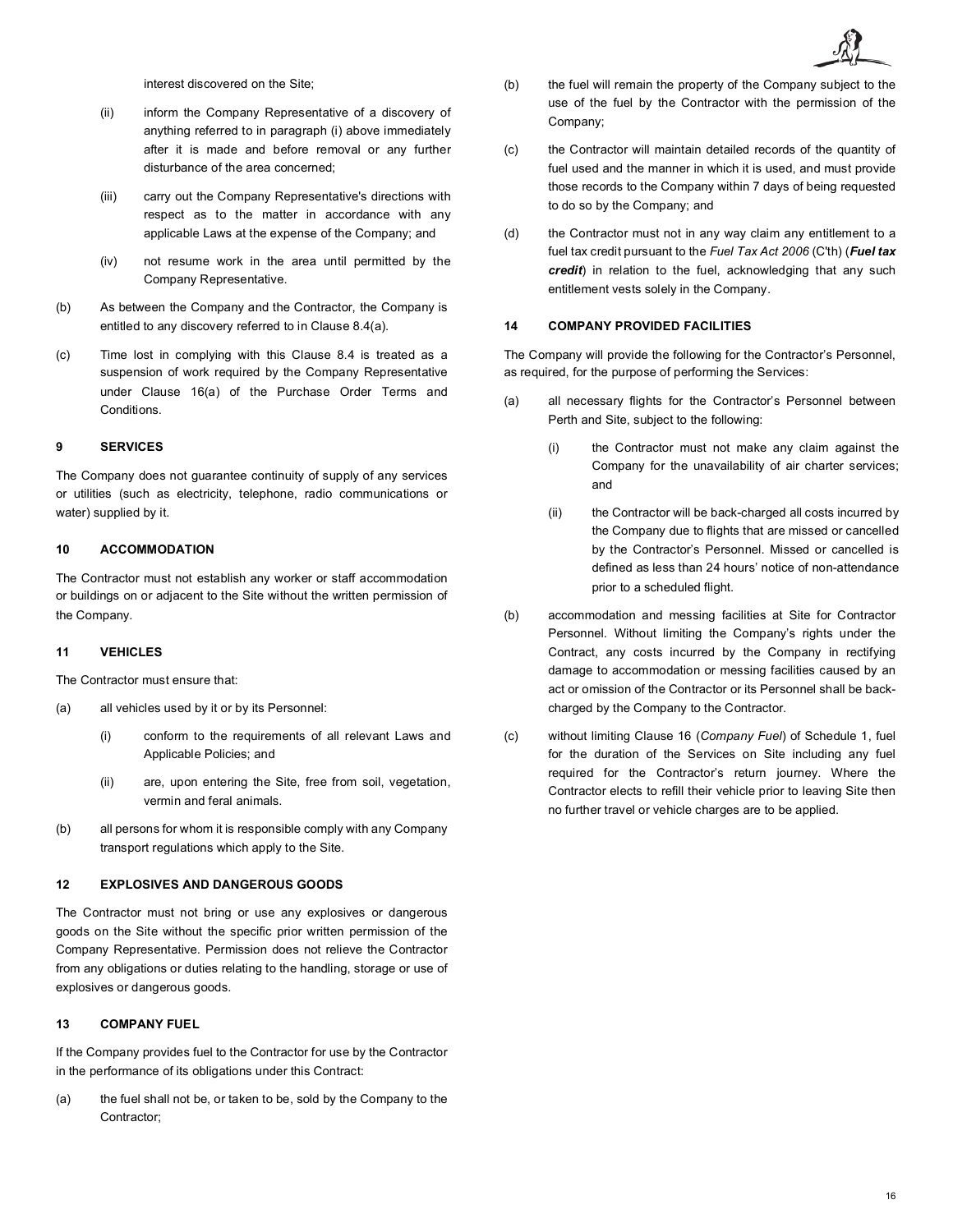interest discovered on the Site;

(ii) inform the Company Representative of a discovery of anything referred to in paragraph (i) above immediately after it is made and before removal or any further disturbance of the area concerned;

(iii) carry out the Company Representative's directions with respect as to the matter in accordance with any applicable Laws at the expense of the Company; and

(iv) not resume work in the area until permitted by the Company Representative.

(b) As between the Company and the Contractor, the Company is entitled to any discovery referred to in Clause 8.4(a).

(c) Time lost in complying with this Clause 8.4 is treated as a suspension of work required by the Company Representative under Clause 16(a) of the Purchase Order Terms and Conditions.

## 9 SERVICES

The Company does not guarantee continuity of supply of any services or utilities (such as electricity, telephone, radio communications or water) supplied by it.

## 10 ACCOMMODATION

The Contractor must not establish any worker or staff accommodation or buildings on or adjacent to the Site without the written permission of the Company.

## 11 VEHICLES

The Contractor must ensure that:

(a) all vehicles used by it or by its Personnel:

(i) conform to the requirements of all relevant Laws and Applicable Policies; and

(ii) are, upon entering the Site, free from soil, vegetation, vermin and feral animals.

(b) all persons for whom it is responsible comply with any Company transport regulations which apply to the Site.

## 12 EXPLOSIVES AND DANGEROUS GOODS

The Contractor must not bring or use any explosives or dangerous goods on the Site without the specific prior written permission of the Company Representative. Permission does not relieve the Contractor from any obligations or duties relating to the handling, storage or use of explosives or dangerous goods.

## 13 COMPANY FUEL

If the Company provides fuel to the Contractor for use by the Contractor in the performance of its obligations under this Contract:

(a) the fuel shall not be, or taken to be, sold by the Company to the Contractor;

(b) the fuel will remain the property of the Company subject to the use of the fuel by the Contractor with the permission of the Company;

(c) the Contractor will maintain detailed records of the quantity of fuel used and the manner in which it is used, and must provide those records to the Company within 7 days of being requested to do so by the Company; and

(d) the Contractor must not in any way claim any entitlement to a fuel tax credit pursuant to the *Fuel Tax Act 2006* (C'th) (***Fuel tax credit***) in relation to the fuel, acknowledging that any such entitlement vests solely in the Company.

## 14 COMPANY PROVIDED FACILITIES

The Company will provide the following for the Contractor's Personnel, as required, for the purpose of performing the Services:

(a) all necessary flights for the Contractor's Personnel between Perth and Site, subject to the following:

(i) the Contractor must not make any claim against the Company for the unavailability of air charter services; and

(ii) the Contractor will be back-charged all costs incurred by the Company due to flights that are missed or cancelled by the Contractor's Personnel. Missed or cancelled is defined as less than 24 hours' notice of non-attendance prior to a scheduled flight.

(b) accommodation and messing facilities at Site for Contractor Personnel. Without limiting the Company's rights under the Contract, any costs incurred by the Company in rectifying damage to accommodation or messing facilities caused by an act or omission of the Contractor or its Personnel shall be back-charged by the Company to the Contractor.

(c) without limiting Clause 16 (*Company Fuel*) of Schedule 1, fuel for the duration of the Services on Site including any fuel required for the Contractor's return journey. Where the Contractor elects to refill their vehicle prior to leaving Site then no further travel or vehicle charges are to be applied.